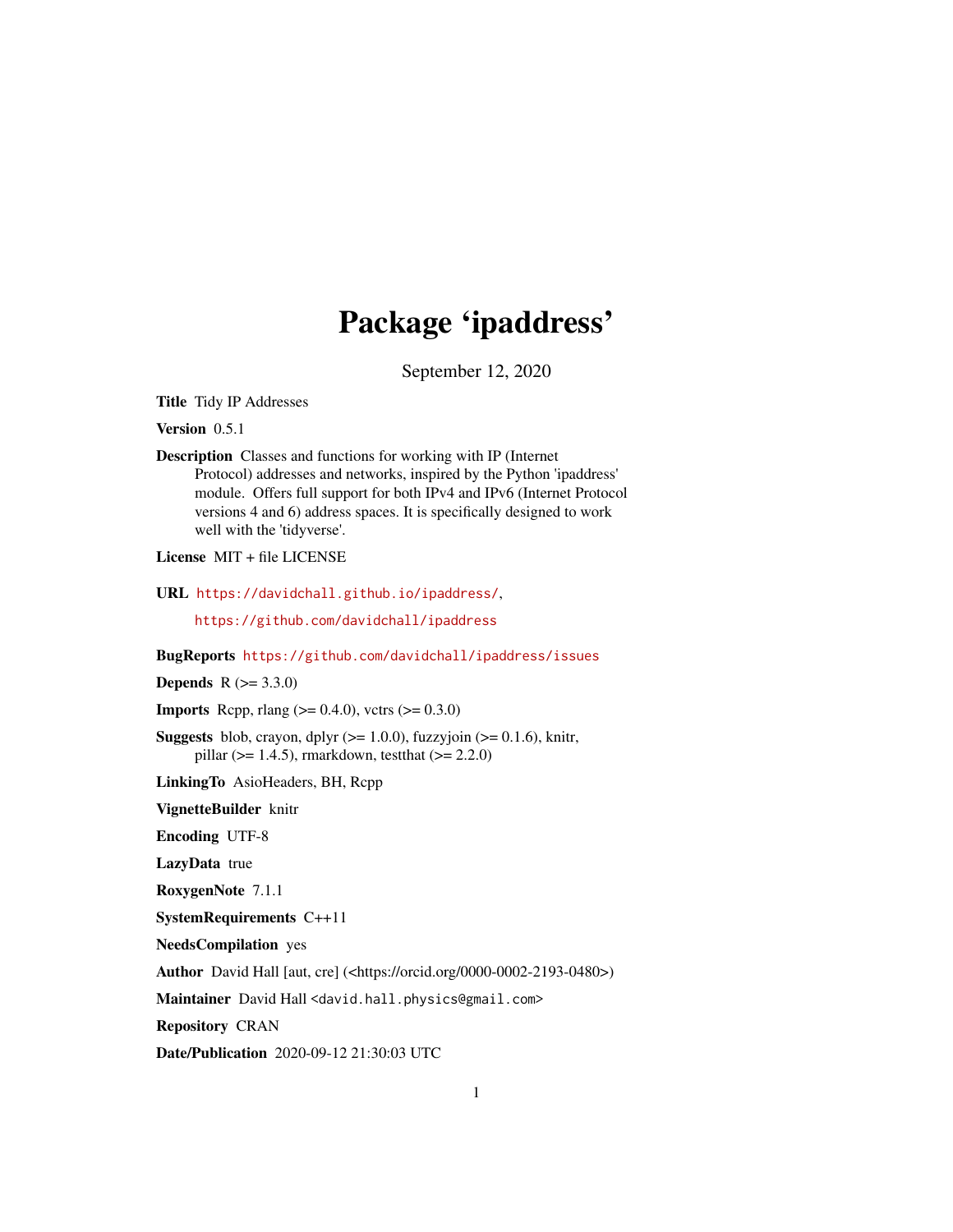# Package 'ipaddress'

September 12, 2020

**Title** Tidy IP Addresses

**Version** 0.5.1

**Description** Classes and functions for working with IP (Internet Protocol) addresses and networks, inspired by the Python 'ipaddress' module. Offers full support for both IPv4 and IPv6 (Internet Protocol versions 4 and 6) address spaces. It is specifically designed to work well with the 'tidyverse'.

**License** MIT + file LICENSE

**URL** https://davidchall.github.io/ipaddress/, https://github.com/davidchall/ipaddress

**BugReports** https://github.com/davidchall/ipaddress/issues

**Depends** R (>= 3.3.0)

**Imports** Rcpp, rlang (>= 0.4.0), vctrs (>= 0.3.0)

**Suggests** blob, crayon, dplyr (>= 1.0.0), fuzzyjoin (>= 0.1.6), knitr, pillar (>= 1.4.5), rmarkdown, testthat (>= 2.2.0)

**LinkingTo** AsioHeaders, BH, Rcpp

**VignetteBuilder** knitr

**Encoding** UTF-8

**LazyData** true

**RoxygenNote** 7.1.1

**SystemRequirements** C++11

**NeedsCompilation** yes

**Author** David Hall [aut, cre] (<https://orcid.org/0000-0002-2193-0480>)

**Maintainer** David Hall <david.hall.physics@gmail.com>

**Repository** CRAN

**Date/Publication** 2020-09-12 21:30:03 UTC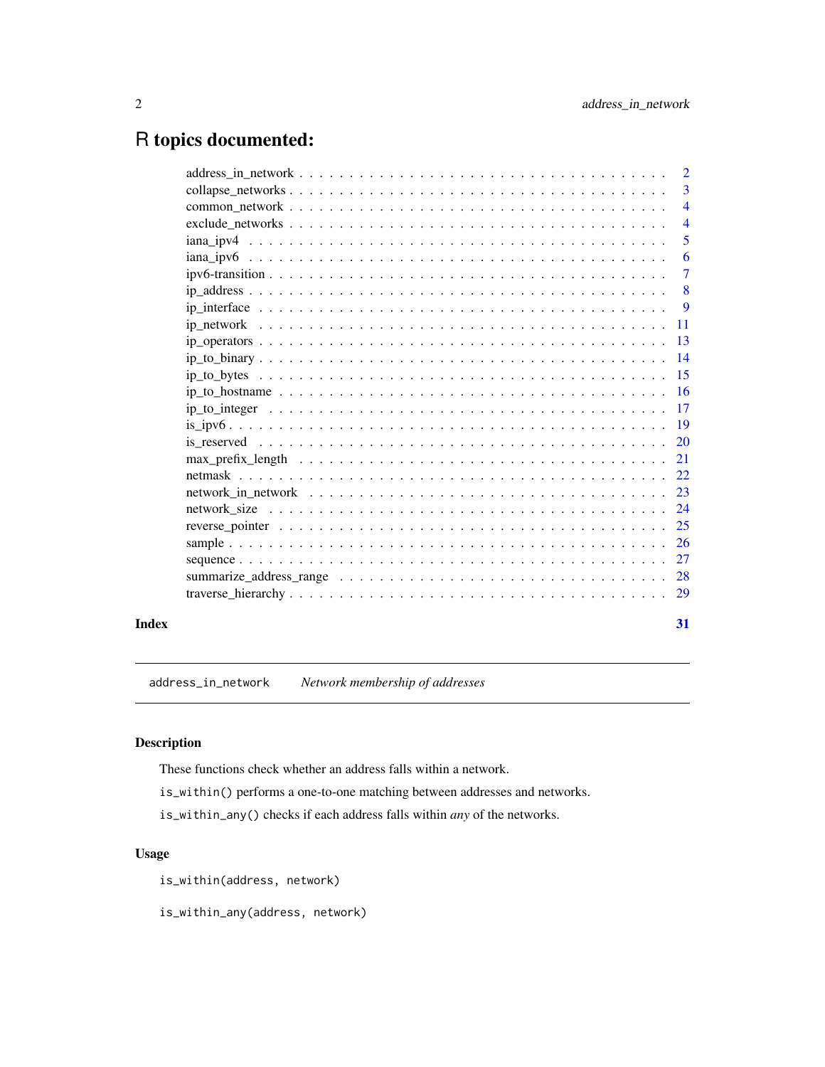# R topics documented:

| | |
|---|---|
| address_in_network | 2 |
| collapse_networks | 3 |
| common_network | 4 |
| exclude_networks | 4 |
| iana_ipv4 | 5 |
| iana_ipv6 | 6 |
| ipv6-transition | 7 |
| ip_address | 8 |
| ip_interface | 9 |
| ip_network | 11 |
| ip_operators | 13 |
| ip_to_binary | 14 |
| ip_to_bytes | 15 |
| ip_to_hostname | 16 |
| ip_to_integer | 17 |
| is_ipv6 | 19 |
| is_reserved | 20 |
| max_prefix_length | 21 |
| netmask | 22 |
| network_in_network | 23 |
| network_size | 24 |
| reverse_pointer | 25 |
| sample | 26 |
| sequence | 27 |
| summarize_address_range | 28 |
| traverse_hierarchy | 29 |

**Index** **31**

---

`address_in_network` *Network membership of addresses*

---

## Description

These functions check whether an address falls within a network.

`is_within()` performs a one-to-one matching between addresses and networks.

`is_within_any()` checks if each address falls within *any* of the networks.

## Usage

```
is_within(address, network)

is_within_any(address, network)
```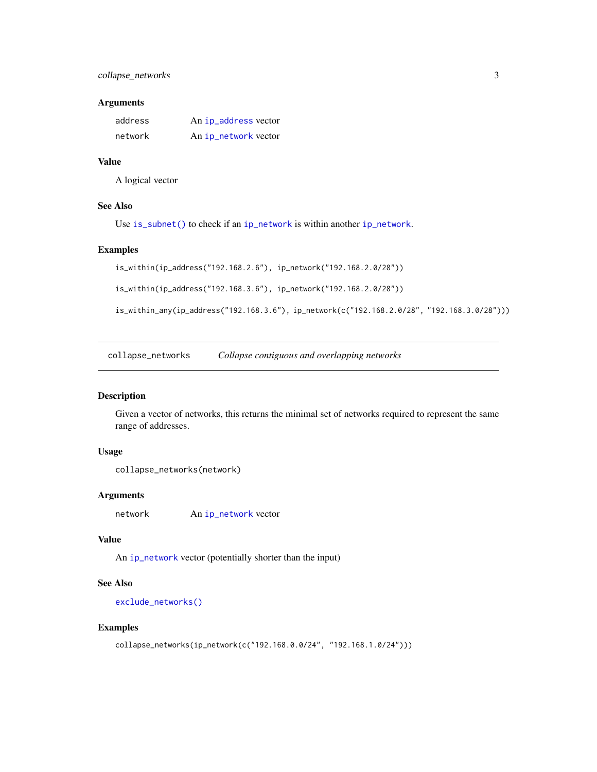### Arguments

| | |
|---|---|
| `address` | An `ip_address` vector |
| `network` | An `ip_network` vector |

### Value

A logical vector

### See Also

Use `is_subnet()` to check if an `ip_network` is within another `ip_network`.

### Examples

```
is_within(ip_address("192.168.2.6"), ip_network("192.168.2.0/28"))

is_within(ip_address("192.168.3.6"), ip_network("192.168.2.0/28"))

is_within_any(ip_address("192.168.3.6"), ip_network(c("192.168.2.0/28", "192.168.3.0/28")))
```

---

## `collapse_networks` *Collapse contiguous and overlapping networks*

---

### Description

Given a vector of networks, this returns the minimal set of networks required to represent the same range of addresses.

### Usage

```
collapse_networks(network)
```

### Arguments

| | |
|---|---|
| `network` | An `ip_network` vector |

### Value

An `ip_network` vector (potentially shorter than the input)

### See Also

`exclude_networks()`

### Examples

```
collapse_networks(ip_network(c("192.168.0.0/24", "192.168.1.0/24")))
```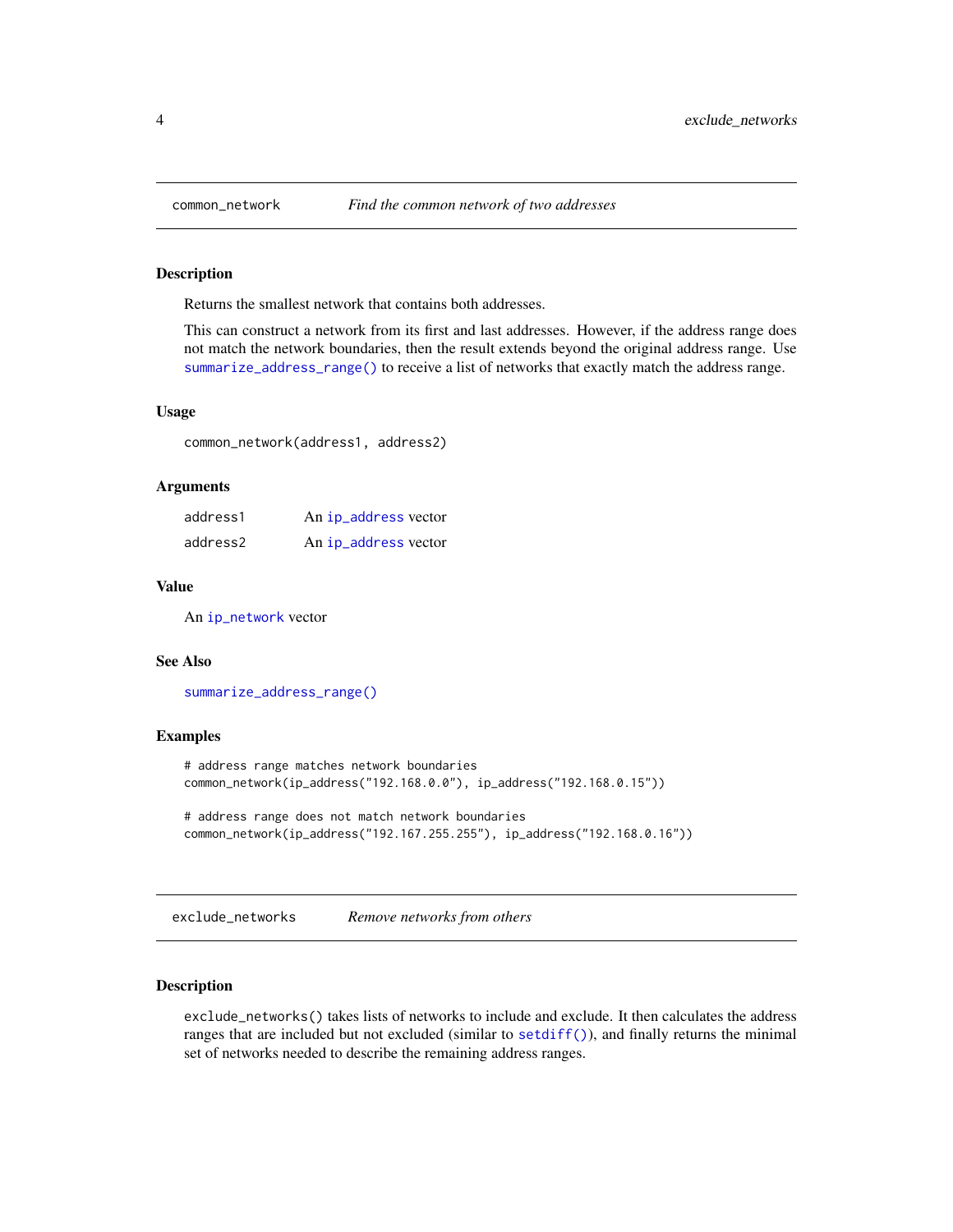## common_network — *Find the common network of two addresses*

### Description

Returns the smallest network that contains both addresses.

This can construct a network from its first and last addresses. However, if the address range does not match the network boundaries, then the result extends beyond the original address range. Use `summarize_address_range()` to receive a list of networks that exactly match the address range.

### Usage

```
common_network(address1, address2)
```

### Arguments

| | |
|---|---|
| address1 | An `ip_address` vector |
| address2 | An `ip_address` vector |

### Value

An `ip_network` vector

### See Also

`summarize_address_range()`

### Examples

```
# address range matches network boundaries
common_network(ip_address("192.168.0.0"), ip_address("192.168.0.15"))

# address range does not match network boundaries
common_network(ip_address("192.167.255.255"), ip_address("192.168.0.16"))
```

## exclude_networks — *Remove networks from others*

### Description

`exclude_networks()` takes lists of networks to include and exclude. It then calculates the address ranges that are included but not excluded (similar to `setdiff()`), and finally returns the minimal set of networks needed to describe the remaining address ranges.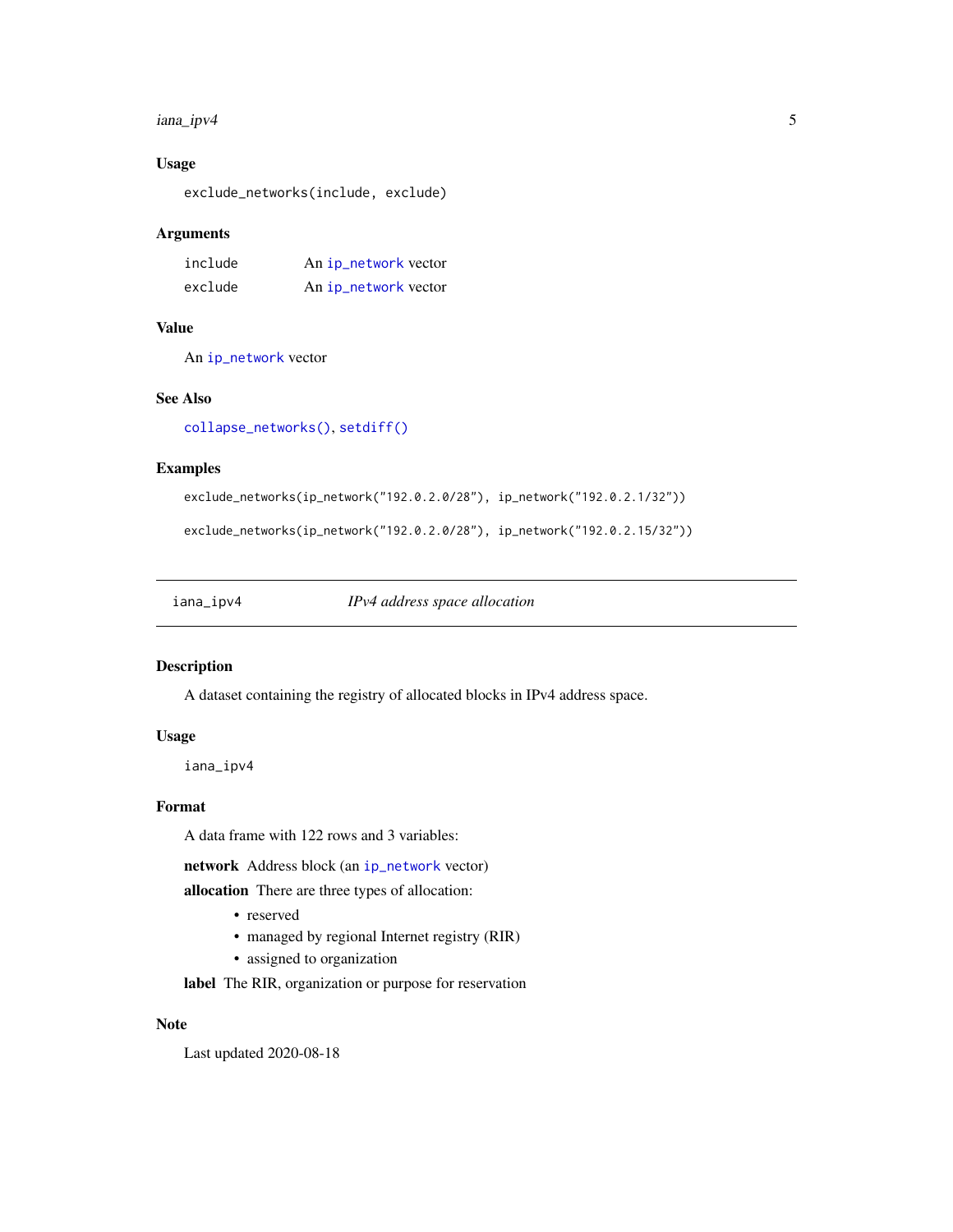### Usage

```
exclude_networks(include, exclude)
```

### Arguments

| | |
|---|---|
| include | An ip_network vector |
| exclude | An ip_network vector |

### Value

An ip_network vector

### See Also

collapse_networks(), setdiff()

### Examples

```
exclude_networks(ip_network("192.0.2.0/28"), ip_network("192.0.2.1/32"))

exclude_networks(ip_network("192.0.2.0/28"), ip_network("192.0.2.15/32"))
```

---

## iana_ipv4 — *IPv4 address space allocation*

### Description

A dataset containing the registry of allocated blocks in IPv4 address space.

### Usage

```
iana_ipv4
```

### Format

A data frame with 122 rows and 3 variables:

**network** Address block (an ip_network vector)

**allocation** There are three types of allocation:

- reserved
- managed by regional Internet registry (RIR)
- assigned to organization

**label** The RIR, organization or purpose for reservation

### Note

Last updated 2020-08-18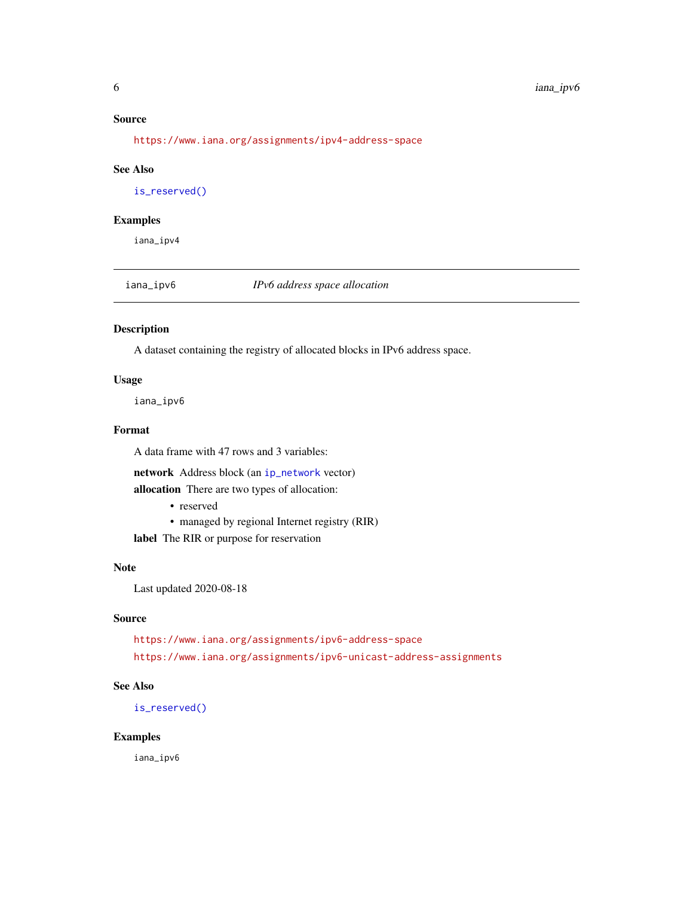### Source

https://www.iana.org/assignments/ipv4-address-space

### See Also

`is_reserved()`

### Examples

```
iana_ipv4
```

---

## iana_ipv6 — *IPv6 address space allocation*

### Description

A dataset containing the registry of allocated blocks in IPv6 address space.

### Usage

```
iana_ipv6
```

### Format

A data frame with 47 rows and 3 variables:

**network** Address block (an `ip_network` vector)

**allocation** There are two types of allocation:

- reserved
- managed by regional Internet registry (RIR)

**label** The RIR or purpose for reservation

### Note

Last updated 2020-08-18

### Source

https://www.iana.org/assignments/ipv6-address-space

https://www.iana.org/assignments/ipv6-unicast-address-assignments

### See Also

`is_reserved()`

### Examples

```
iana_ipv6
```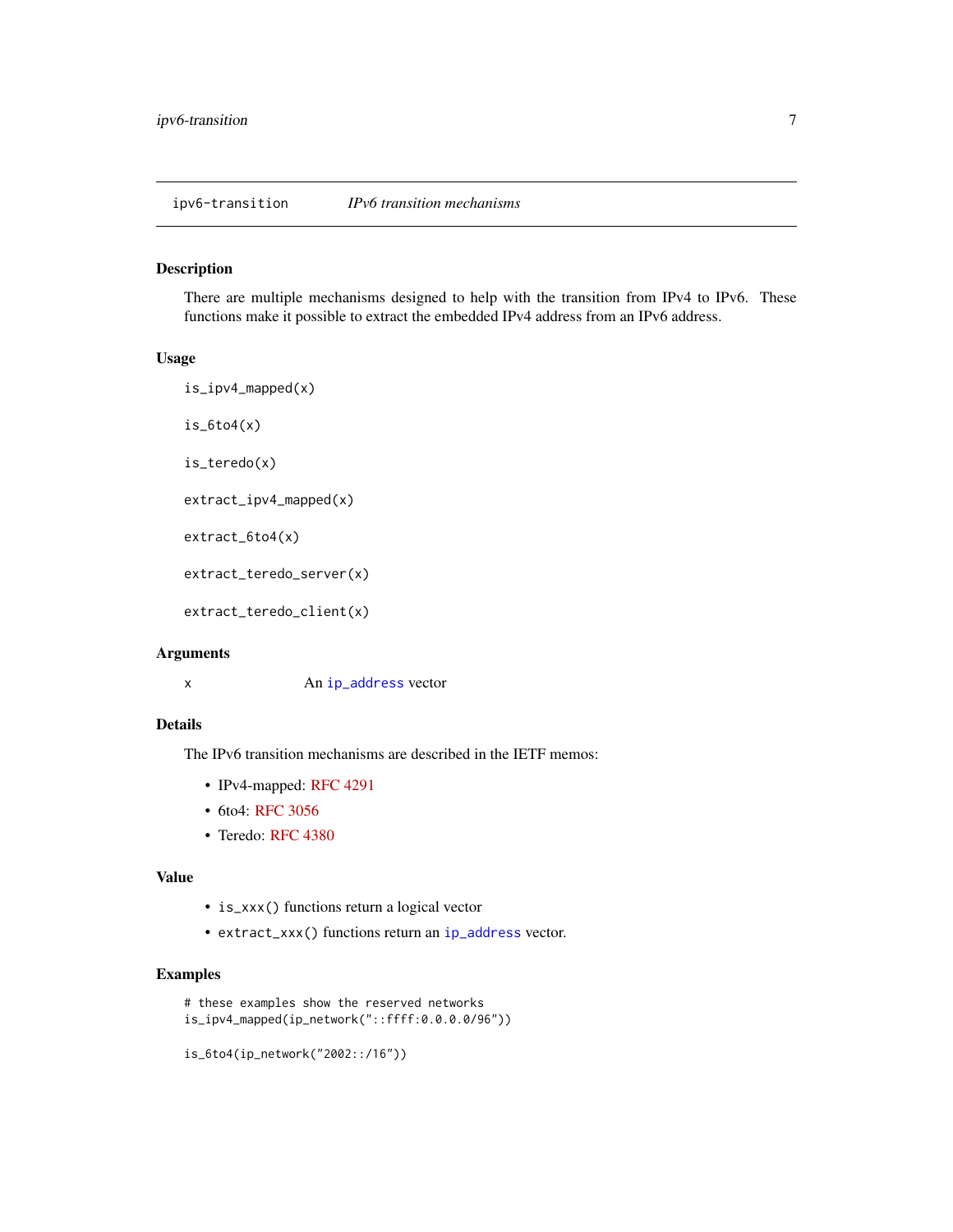## ipv6-transition *IPv6 transition mechanisms*

### Description

There are multiple mechanisms designed to help with the transition from IPv4 to IPv6. These functions make it possible to extract the embedded IPv4 address from an IPv6 address.

### Usage

```
is_ipv4_mapped(x)

is_6to4(x)

is_teredo(x)

extract_ipv4_mapped(x)

extract_6to4(x)

extract_teredo_server(x)

extract_teredo_client(x)
```

### Arguments

| | |
|---|---|
| x | An `ip_address` vector |

### Details

The IPv6 transition mechanisms are described in the IETF memos:

- IPv4-mapped: RFC 4291
- 6to4: RFC 3056
- Teredo: RFC 4380

### Value

- `is_xxx()` functions return a logical vector
- `extract_xxx()` functions return an `ip_address` vector.

### Examples

```
# these examples show the reserved networks
is_ipv4_mapped(ip_network("::ffff:0.0.0.0/96"))

is_6to4(ip_network("2002::/16"))
```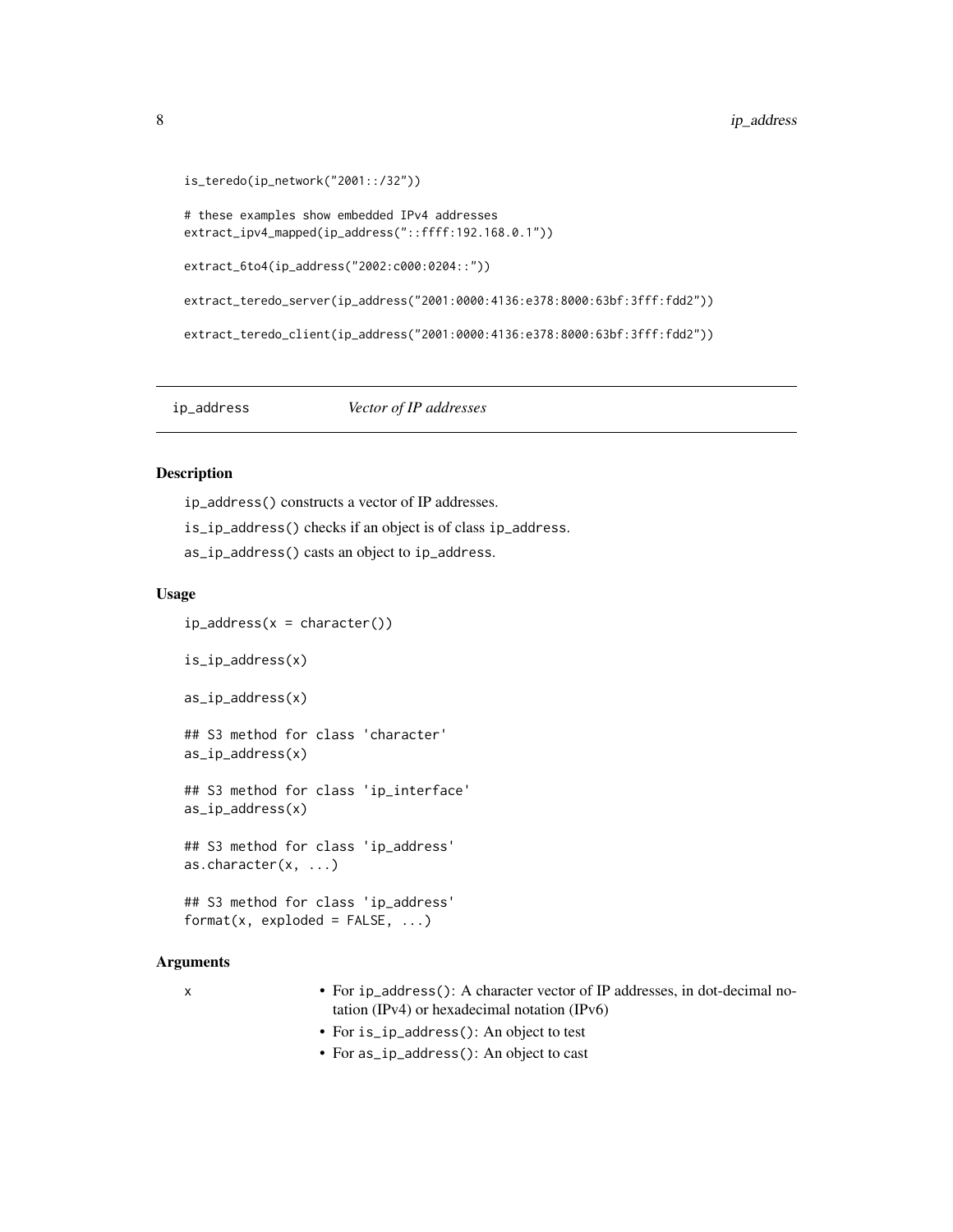```
is_teredo(ip_network("2001::/32"))

# these examples show embedded IPv4 addresses
extract_ipv4_mapped(ip_address("::ffff:192.168.0.1"))

extract_6to4(ip_address("2002:c000:0204::"))

extract_teredo_server(ip_address("2001:0000:4136:e378:8000:63bf:3fff:fdd2"))

extract_teredo_client(ip_address("2001:0000:4136:e378:8000:63bf:3fff:fdd2"))
```

---

## ip_address *Vector of IP addresses*

---

### Description

ip_address() constructs a vector of IP addresses.

is_ip_address() checks if an object is of class ip_address.

as_ip_address() casts an object to ip_address.

### Usage

```
ip_address(x = character())

is_ip_address(x)

as_ip_address(x)

## S3 method for class 'character'
as_ip_address(x)

## S3 method for class 'ip_interface'
as_ip_address(x)

## S3 method for class 'ip_address'
as.character(x, ...)

## S3 method for class 'ip_address'
format(x, exploded = FALSE, ...)
```

### Arguments

x
- For ip_address(): A character vector of IP addresses, in dot-decimal notation (IPv4) or hexadecimal notation (IPv6)
- For is_ip_address(): An object to test
- For as_ip_address(): An object to cast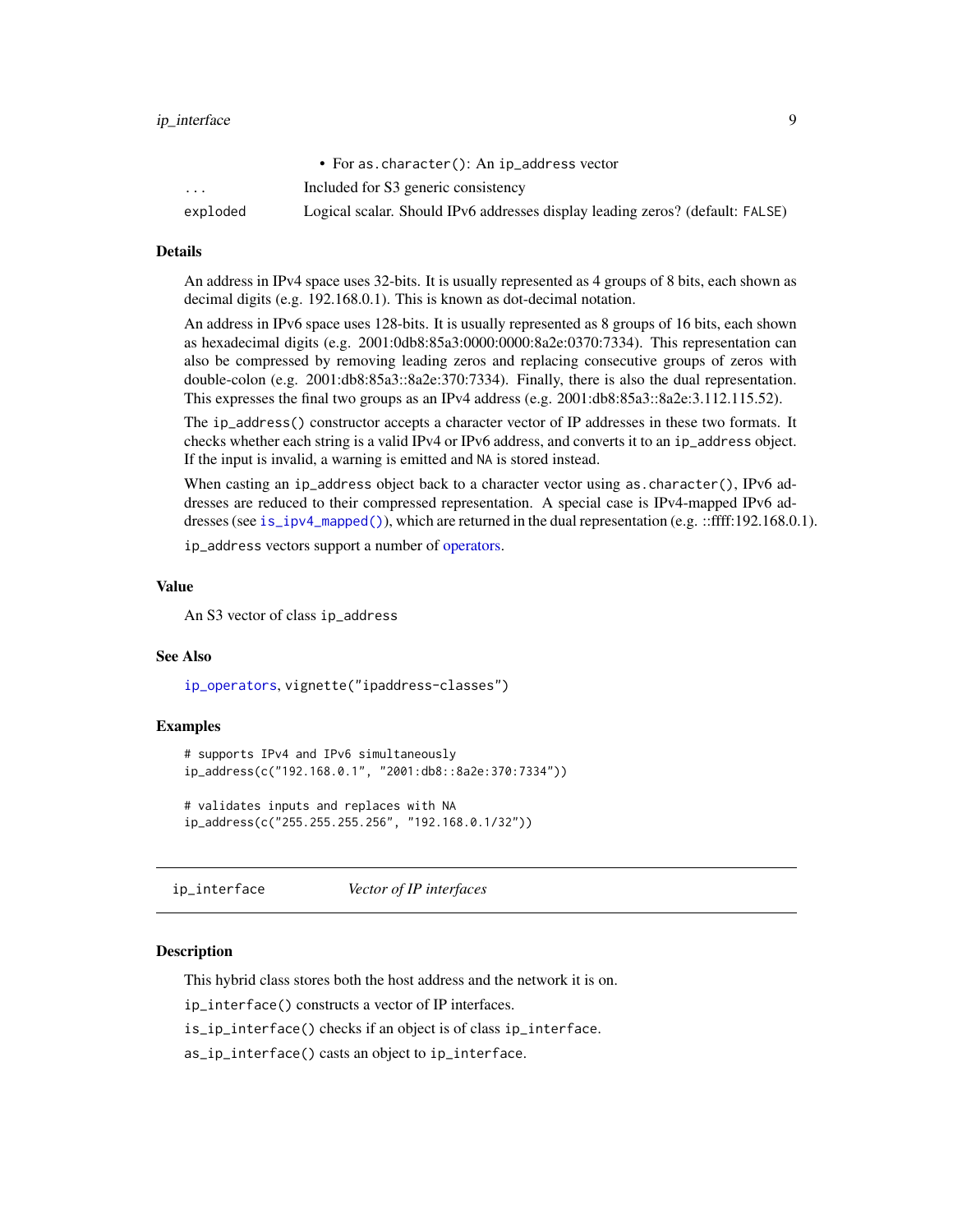|  |  |
|---|---|
|  | • For `as.character()`: An `ip_address` vector |
| `...` | Included for S3 generic consistency |
| `exploded` | Logical scalar. Should IPv6 addresses display leading zeros? (default: `FALSE`) |

### Details

An address in IPv4 space uses 32-bits. It is usually represented as 4 groups of 8 bits, each shown as decimal digits (e.g. 192.168.0.1). This is known as dot-decimal notation.

An address in IPv6 space uses 128-bits. It is usually represented as 8 groups of 16 bits, each shown as hexadecimal digits (e.g. 2001:0db8:85a3:0000:0000:8a2e:0370:7334). This representation can also be compressed by removing leading zeros and replacing consecutive groups of zeros with double-colon (e.g. 2001:db8:85a3::8a2e:370:7334). Finally, there is also the dual representation. This expresses the final two groups as an IPv4 address (e.g. 2001:db8:85a3::8a2e:3.112.115.52).

The `ip_address()` constructor accepts a character vector of IP addresses in these two formats. It checks whether each string is a valid IPv4 or IPv6 address, and converts it to an `ip_address` object. If the input is invalid, a warning is emitted and `NA` is stored instead.

When casting an `ip_address` object back to a character vector using `as.character()`, IPv6 addresses are reduced to their compressed representation. A special case is IPv4-mapped IPv6 addresses (see `is_ipv4_mapped()`), which are returned in the dual representation (e.g. ::ffff:192.168.0.1).

`ip_address` vectors support a number of operators.

### Value

An S3 vector of class `ip_address`

### See Also

`ip_operators`, `vignette("ipaddress-classes")`

### Examples

```
# supports IPv4 and IPv6 simultaneously
ip_address(c("192.168.0.1", "2001:db8::8a2e:370:7334"))

# validates inputs and replaces with NA
ip_address(c("255.255.255.256", "192.168.0.1/32"))
```

## ip_interface — *Vector of IP interfaces*

### Description

This hybrid class stores both the host address and the network it is on.

`ip_interface()` constructs a vector of IP interfaces.

`is_ip_interface()` checks if an object is of class `ip_interface`.

`as_ip_interface()` casts an object to `ip_interface`.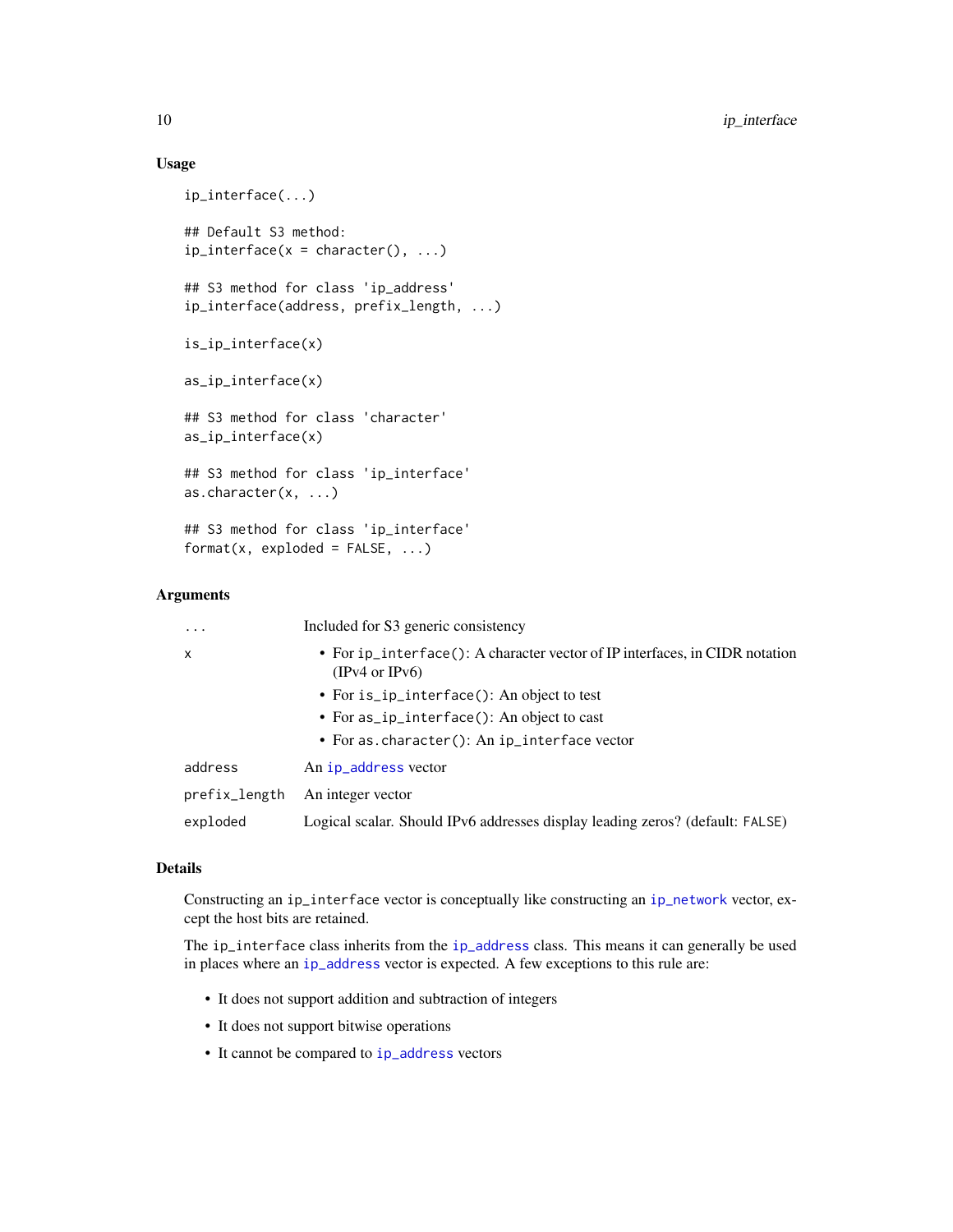## Usage

```
ip_interface(...)

## Default S3 method:
ip_interface(x = character(), ...)

## S3 method for class 'ip_address'
ip_interface(address, prefix_length, ...)

is_ip_interface(x)

as_ip_interface(x)

## S3 method for class 'character'
as_ip_interface(x)

## S3 method for class 'ip_interface'
as.character(x, ...)

## S3 method for class 'ip_interface'
format(x, exploded = FALSE, ...)
```

## Arguments

| | |
|---|---|
| `...` | Included for S3 generic consistency |
| `x` | • For `ip_interface()`: A character vector of IP interfaces, in CIDR notation (IPv4 or IPv6)<br>• For `is_ip_interface()`: An object to test<br>• For `as_ip_interface()`: An object to cast<br>• For `as.character()`: An `ip_interface` vector |
| `address` | An `ip_address` vector |
| `prefix_length` | An integer vector |
| `exploded` | Logical scalar. Should IPv6 addresses display leading zeros? (default: `FALSE`) |

## Details

Constructing an `ip_interface` vector is conceptually like constructing an `ip_network` vector, except the host bits are retained.

The `ip_interface` class inherits from the `ip_address` class. This means it can generally be used in places where an `ip_address` vector is expected. A few exceptions to this rule are:

- It does not support addition and subtraction of integers
- It does not support bitwise operations
- It cannot be compared to `ip_address` vectors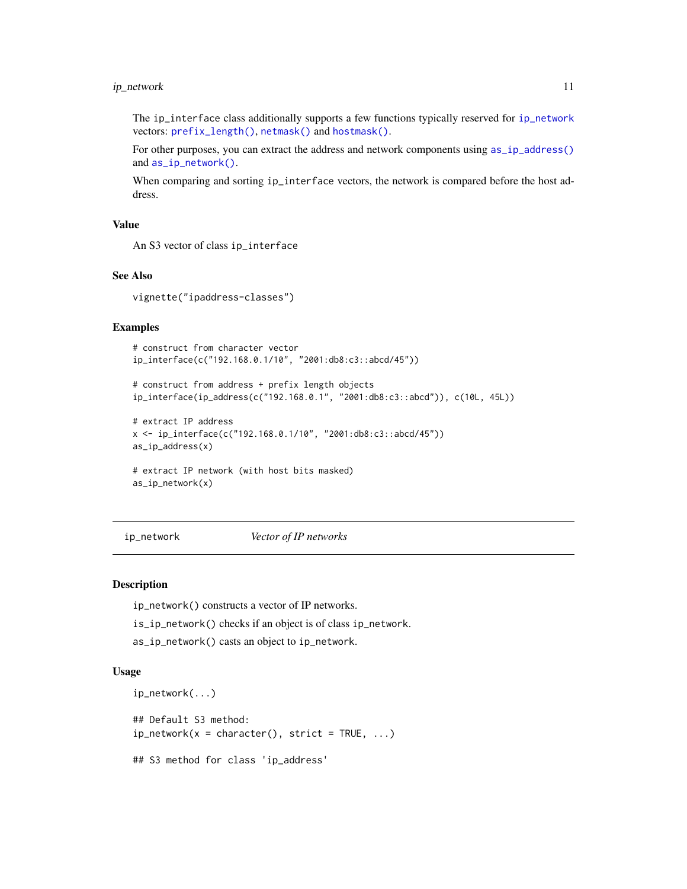The `ip_interface` class additionally supports a few functions typically reserved for `ip_network` vectors: `prefix_length()`, `netmask()` and `hostmask()`.

For other purposes, you can extract the address and network components using `as_ip_address()` and `as_ip_network()`.

When comparing and sorting `ip_interface` vectors, the network is compared before the host address.

### Value

An S3 vector of class `ip_interface`

### See Also

`vignette("ipaddress-classes")`

### Examples

```
# construct from character vector
ip_interface(c("192.168.0.1/10", "2001:db8:c3::abcd/45"))

# construct from address + prefix length objects
ip_interface(ip_address(c("192.168.0.1", "2001:db8:c3::abcd")), c(10L, 45L))

# extract IP address
x <- ip_interface(c("192.168.0.1/10", "2001:db8:c3::abcd/45"))
as_ip_address(x)

# extract IP network (with host bits masked)
as_ip_network(x)
```

---

## ip_network *Vector of IP networks*

### Description

`ip_network()` constructs a vector of IP networks.

`is_ip_network()` checks if an object is of class `ip_network`.

`as_ip_network()` casts an object to `ip_network`.

### Usage

```
ip_network(...)

## Default S3 method:
ip_network(x = character(), strict = TRUE, ...)

## S3 method for class 'ip_address'
```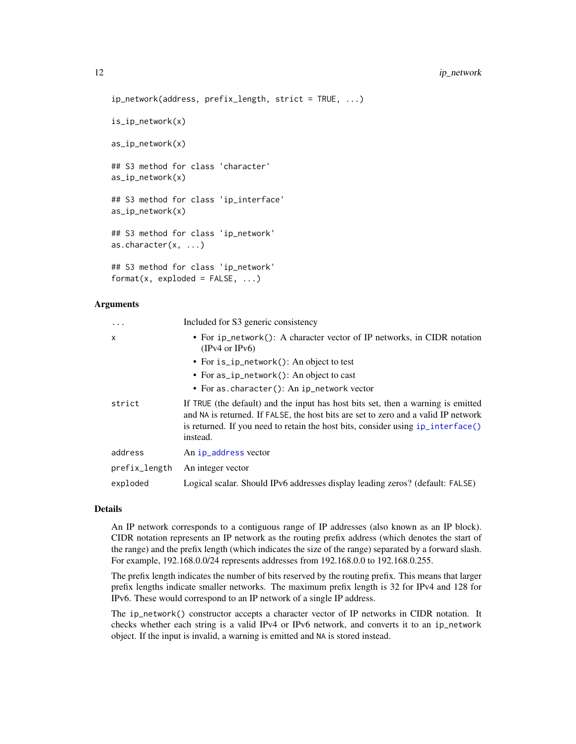```
ip_network(address, prefix_length, strict = TRUE, ...)

is_ip_network(x)

as_ip_network(x)

## S3 method for class 'character'
as_ip_network(x)

## S3 method for class 'ip_interface'
as_ip_network(x)

## S3 method for class 'ip_network'
as.character(x, ...)

## S3 method for class 'ip_network'
format(x, exploded = FALSE, ...)
```

### Arguments

| | |
|---|---|
| `...` | Included for S3 generic consistency |
| `x` | • For `ip_network()`: A character vector of IP networks, in CIDR notation (IPv4 or IPv6)<br>• For `is_ip_network()`: An object to test<br>• For `as_ip_network()`: An object to cast<br>• For `as.character()`: An `ip_network` vector |
| `strict` | If `TRUE` (the default) and the input has host bits set, then a warning is emitted and `NA` is returned. If `FALSE`, the host bits are set to zero and a valid IP network is returned. If you need to retain the host bits, consider using `ip_interface()` instead. |
| `address` | An `ip_address` vector |
| `prefix_length` | An integer vector |
| `exploded` | Logical scalar. Should IPv6 addresses display leading zeros? (default: `FALSE`) |

### Details

An IP network corresponds to a contiguous range of IP addresses (also known as an IP block). CIDR notation represents an IP network as the routing prefix address (which denotes the start of the range) and the prefix length (which indicates the size of the range) separated by a forward slash. For example, 192.168.0.0/24 represents addresses from 192.168.0.0 to 192.168.0.255.

The prefix length indicates the number of bits reserved by the routing prefix. This means that larger prefix lengths indicate smaller networks. The maximum prefix length is 32 for IPv4 and 128 for IPv6. These would correspond to an IP network of a single IP address.

The `ip_network()` constructor accepts a character vector of IP networks in CIDR notation. It checks whether each string is a valid IPv4 or IPv6 network, and converts it to an `ip_network` object. If the input is invalid, a warning is emitted and `NA` is stored instead.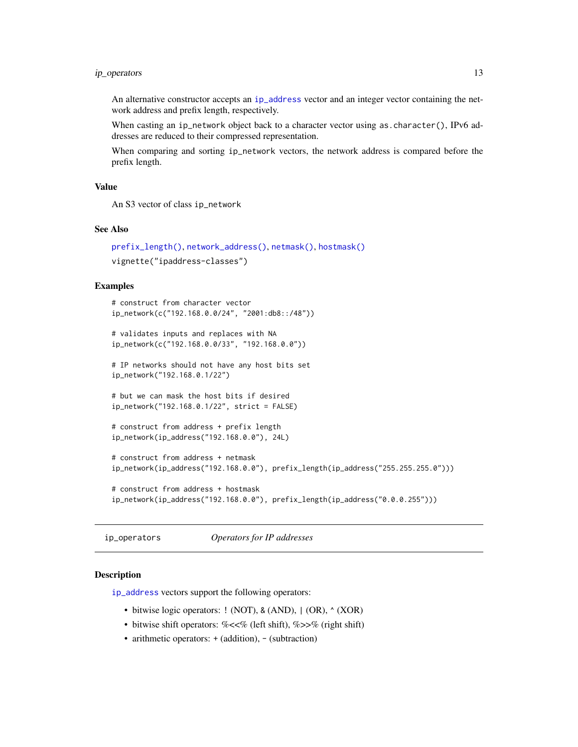An alternative constructor accepts an `ip_address` vector and an integer vector containing the network address and prefix length, respectively.

When casting an `ip_network` object back to a character vector using `as.character()`, IPv6 addresses are reduced to their compressed representation.

When comparing and sorting `ip_network` vectors, the network address is compared before the prefix length.

### Value

An S3 vector of class `ip_network`

### See Also

`prefix_length()`, `network_address()`, `netmask()`, `hostmask()`

`vignette("ipaddress-classes")`

### Examples

```
# construct from character vector
ip_network(c("192.168.0.0/24", "2001:db8::/48"))

# validates inputs and replaces with NA
ip_network(c("192.168.0.0/33", "192.168.0.0"))

# IP networks should not have any host bits set
ip_network("192.168.0.1/22")

# but we can mask the host bits if desired
ip_network("192.168.0.1/22", strict = FALSE)

# construct from address + prefix length
ip_network(ip_address("192.168.0.0"), 24L)

# construct from address + netmask
ip_network(ip_address("192.168.0.0"), prefix_length(ip_address("255.255.255.0")))

# construct from address + hostmask
ip_network(ip_address("192.168.0.0"), prefix_length(ip_address("0.0.0.255")))
```

---

## ip_operators — *Operators for IP addresses*

### Description

`ip_address` vectors support the following operators:

- bitwise logic operators: `!` (NOT), `&` (AND), `|` (OR), `^` (XOR)
- bitwise shift operators: `%<<%` (left shift), `%>>%` (right shift)
- arithmetic operators: `+` (addition), `-` (subtraction)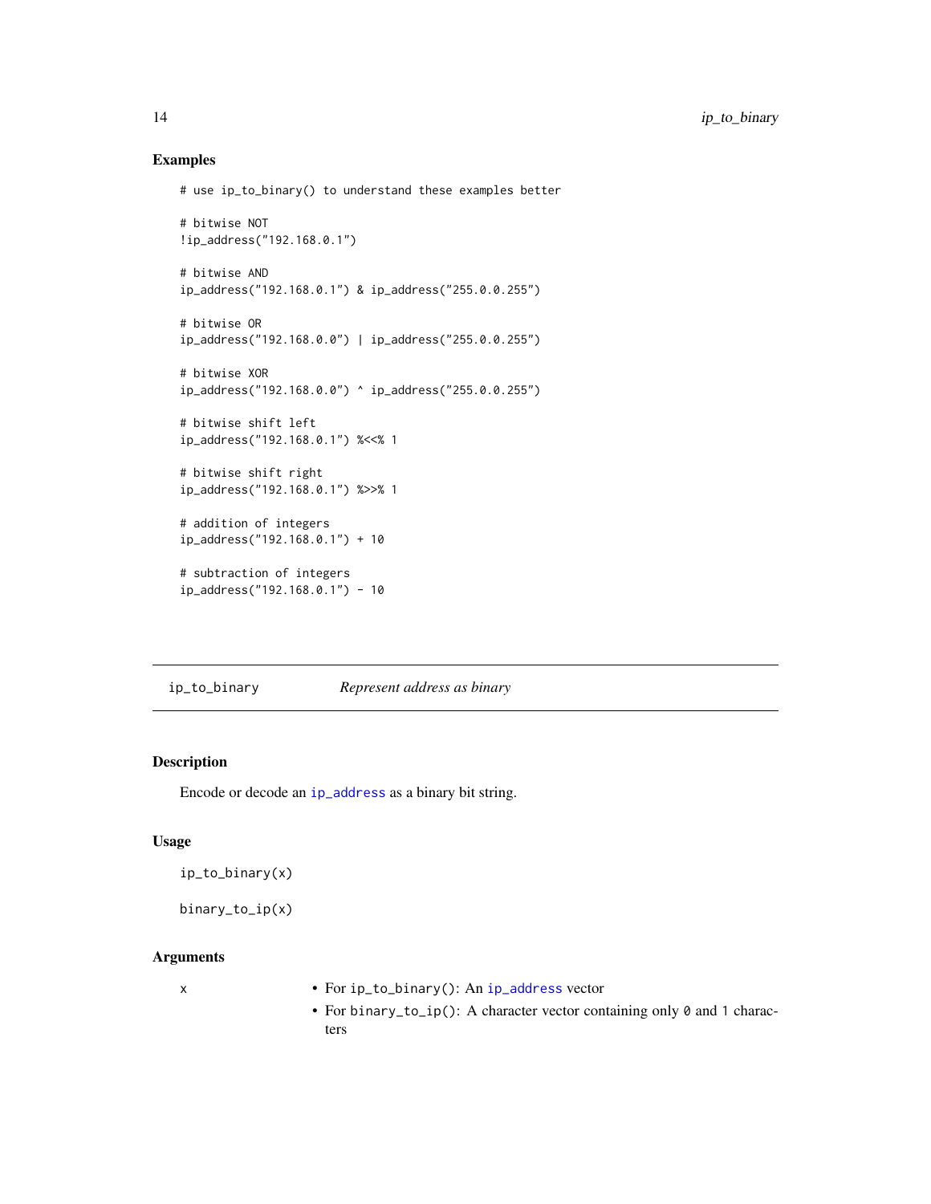## Examples

```
# use ip_to_binary() to understand these examples better

# bitwise NOT
!ip_address("192.168.0.1")

# bitwise AND
ip_address("192.168.0.1") & ip_address("255.0.0.255")

# bitwise OR
ip_address("192.168.0.0") | ip_address("255.0.0.255")

# bitwise XOR
ip_address("192.168.0.0") ^ ip_address("255.0.0.255")

# bitwise shift left
ip_address("192.168.0.1") %<<% 1

# bitwise shift right
ip_address("192.168.0.1") %>>% 1

# addition of integers
ip_address("192.168.0.1") + 10

# subtraction of integers
ip_address("192.168.0.1") - 10
```

---

# ip_to_binary *Represent address as binary*

---

## Description

Encode or decode an `ip_address` as a binary bit string.

## Usage

```
ip_to_binary(x)

binary_to_ip(x)
```

## Arguments

| | |
|---|---|
| x | • For `ip_to_binary()`: An `ip_address` vector<br>• For `binary_to_ip()`: A character vector containing only `0` and `1` characters |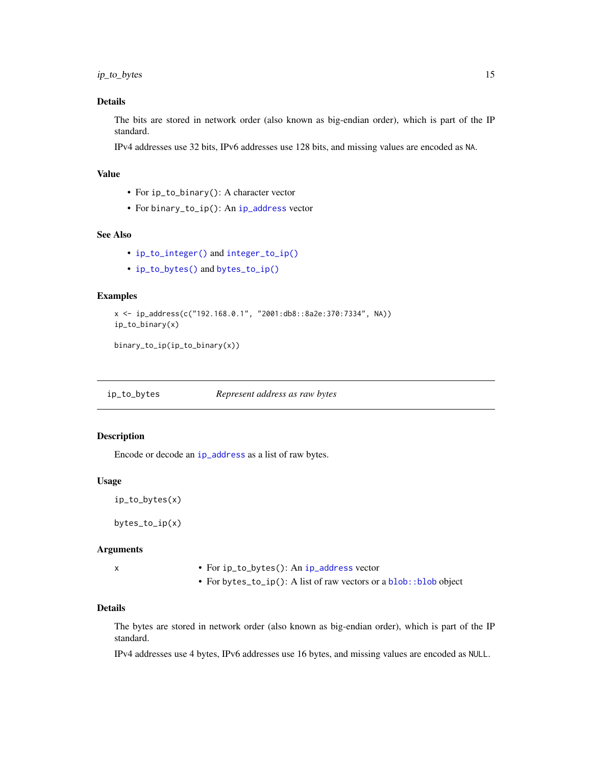### Details

The bits are stored in network order (also known as big-endian order), which is part of the IP standard.

IPv4 addresses use 32 bits, IPv6 addresses use 128 bits, and missing values are encoded as NA.

### Value

- For ip_to_binary(): A character vector
- For binary_to_ip(): An ip_address vector

### See Also

- ip_to_integer() and integer_to_ip()
- ip_to_bytes() and bytes_to_ip()

### Examples

```
x <- ip_address(c("192.168.0.1", "2001:db8::8a2e:370:7334", NA))
ip_to_binary(x)

binary_to_ip(ip_to_binary(x))
```

---

## ip_to_bytes *Represent address as raw bytes*

### Description

Encode or decode an ip_address as a list of raw bytes.

### Usage

```
ip_to_bytes(x)

bytes_to_ip(x)
```

### Arguments

x
- For ip_to_bytes(): An ip_address vector
- For bytes_to_ip(): A list of raw vectors or a blob::blob object

### Details

The bytes are stored in network order (also known as big-endian order), which is part of the IP standard.

IPv4 addresses use 4 bytes, IPv6 addresses use 16 bytes, and missing values are encoded as NULL.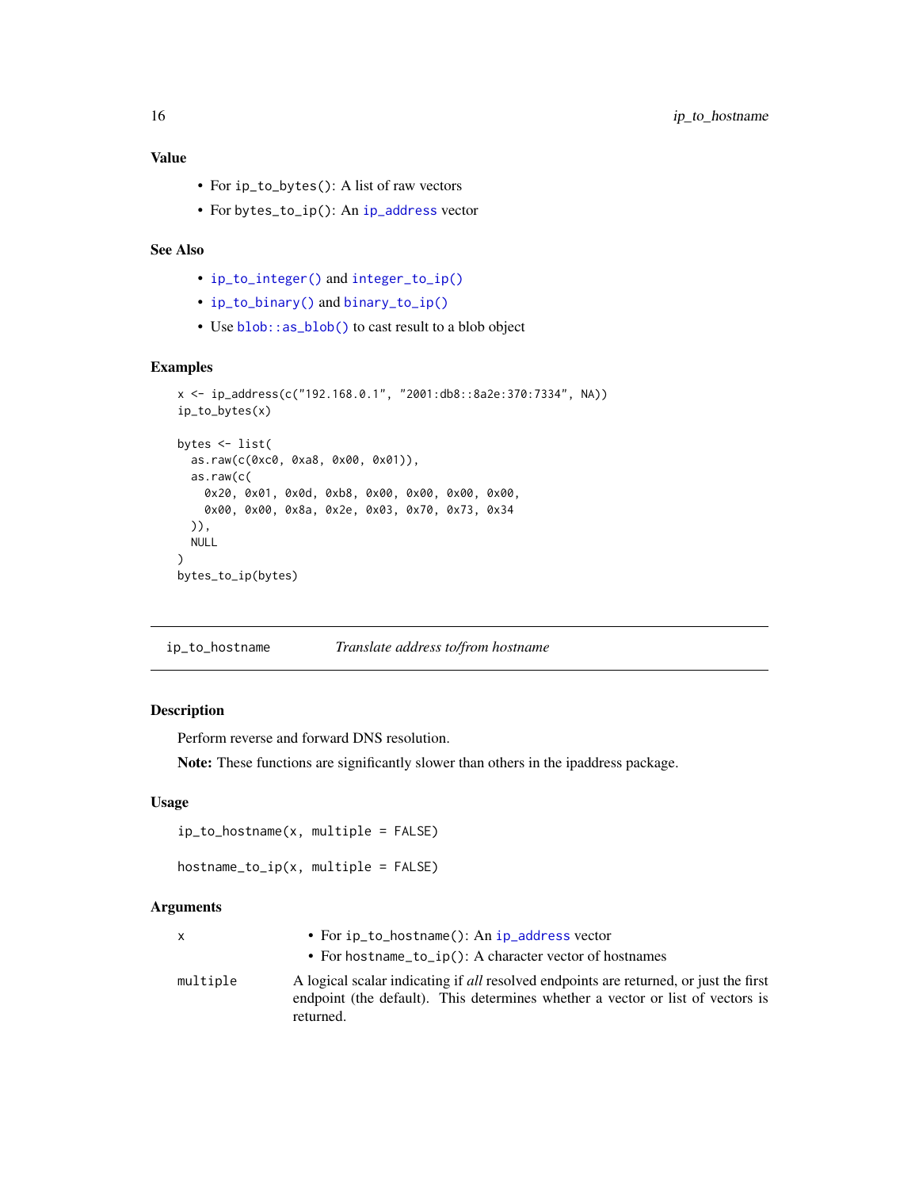### Value

- For `ip_to_bytes()`: A list of raw vectors
- For `bytes_to_ip()`: An `ip_address` vector

### See Also

- `ip_to_integer()` and `integer_to_ip()`
- `ip_to_binary()` and `binary_to_ip()`
- Use `blob::as_blob()` to cast result to a blob object

### Examples

```
x <- ip_address(c("192.168.0.1", "2001:db8::8a2e:370:7334", NA))
ip_to_bytes(x)

bytes <- list(
  as.raw(c(0xc0, 0xa8, 0x00, 0x01)),
  as.raw(c(
    0x20, 0x01, 0x0d, 0xb8, 0x00, 0x00, 0x00, 0x00,
    0x00, 0x00, 0x8a, 0x2e, 0x03, 0x70, 0x73, 0x34
  )),
  NULL
)
bytes_to_ip(bytes)
```

---

## ip_to_hostname — *Translate address to/from hostname*

### Description

Perform reverse and forward DNS resolution.

**Note:** These functions are significantly slower than others in the ipaddress package.

### Usage

```
ip_to_hostname(x, multiple = FALSE)

hostname_to_ip(x, multiple = FALSE)
```

### Arguments

| | |
|---|---|
| `x` | • For `ip_to_hostname()`: An `ip_address` vector<br>• For `hostname_to_ip()`: A character vector of hostnames |
| `multiple` | A logical scalar indicating if *all* resolved endpoints are returned, or just the first endpoint (the default). This determines whether a vector or list of vectors is returned. |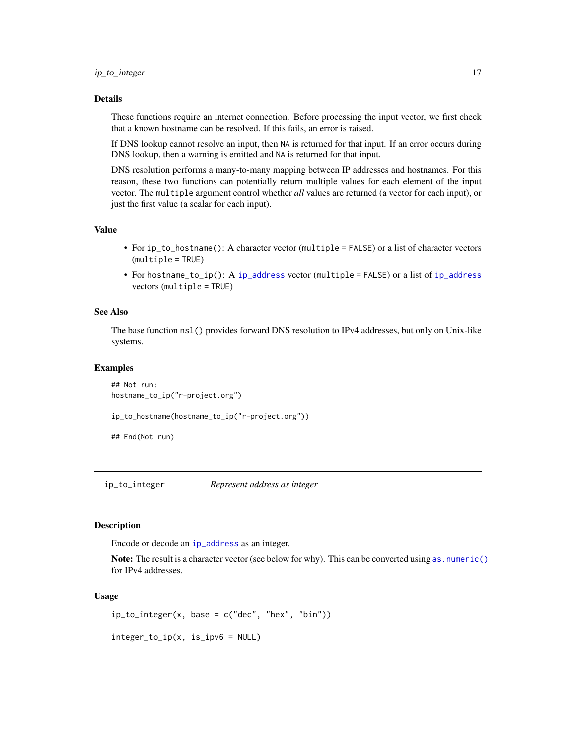## Details

These functions require an internet connection. Before processing the input vector, we first check that a known hostname can be resolved. If this fails, an error is raised.

If DNS lookup cannot resolve an input, then `NA` is returned for that input. If an error occurs during DNS lookup, then a warning is emitted and `NA` is returned for that input.

DNS resolution performs a many-to-many mapping between IP addresses and hostnames. For this reason, these two functions can potentially return multiple values for each element of the input vector. The `multiple` argument control whether *all* values are returned (a vector for each input), or just the first value (a scalar for each input).

## Value

- For `ip_to_hostname()`: A character vector (`multiple = FALSE`) or a list of character vectors (`multiple = TRUE`)
- For `hostname_to_ip()`: A `ip_address` vector (`multiple = FALSE`) or a list of `ip_address` vectors (`multiple = TRUE`)

## See Also

The base function `nsl()` provides forward DNS resolution to IPv4 addresses, but only on Unix-like systems.

## Examples

```
## Not run:
hostname_to_ip("r-project.org")

ip_to_hostname(hostname_to_ip("r-project.org"))

## End(Not run)
```

---

# ip_to_integer — *Represent address as integer*

---

## Description

Encode or decode an `ip_address` as an integer.

**Note:** The result is a character vector (see below for why). This can be converted using `as.numeric()` for IPv4 addresses.

## Usage

```
ip_to_integer(x, base = c("dec", "hex", "bin"))

integer_to_ip(x, is_ipv6 = NULL)
```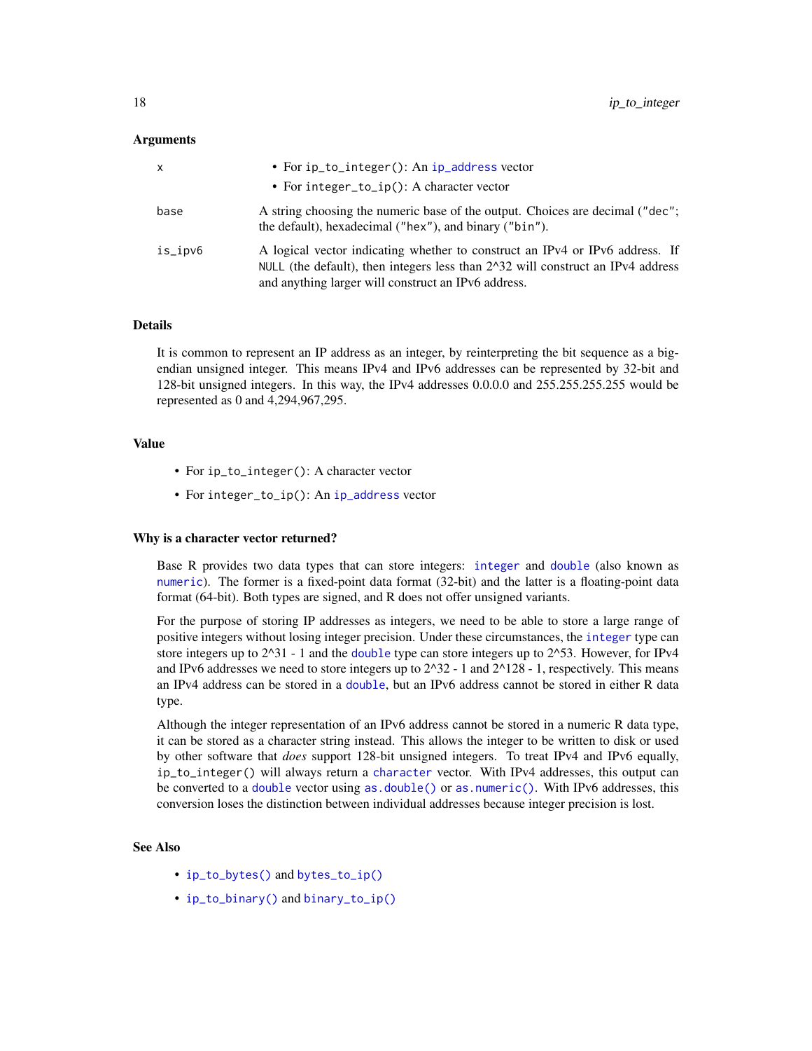### Arguments

| | |
|---|---|
| `x` | • For `ip_to_integer()`: An `ip_address` vector<br>• For `integer_to_ip()`: A character vector |
| `base` | A string choosing the numeric base of the output. Choices are decimal (`"dec"`; the default), hexadecimal (`"hex"`), and binary (`"bin"`). |
| `is_ipv6` | A logical vector indicating whether to construct an IPv4 or IPv6 address. If `NULL` (the default), then integers less than 2^32 will construct an IPv4 address and anything larger will construct an IPv6 address. |

### Details

It is common to represent an IP address as an integer, by reinterpreting the bit sequence as a big-endian unsigned integer. This means IPv4 and IPv6 addresses can be represented by 32-bit and 128-bit unsigned integers. In this way, the IPv4 addresses 0.0.0.0 and 255.255.255.255 would be represented as 0 and 4,294,967,295.

### Value

- For `ip_to_integer()`: A character vector
- For `integer_to_ip()`: An `ip_address` vector

### Why is a character vector returned?

Base R provides two data types that can store integers: `integer` and `double` (also known as `numeric`). The former is a fixed-point data format (32-bit) and the latter is a floating-point data format (64-bit). Both types are signed, and R does not offer unsigned variants.

For the purpose of storing IP addresses as integers, we need to be able to store a large range of positive integers without losing integer precision. Under these circumstances, the `integer` type can store integers up to 2^31 - 1 and the `double` type can store integers up to 2^53. However, for IPv4 and IPv6 addresses we need to store integers up to 2^32 - 1 and 2^128 - 1, respectively. This means an IPv4 address can be stored in a `double`, but an IPv6 address cannot be stored in either R data type.

Although the integer representation of an IPv6 address cannot be stored in a numeric R data type, it can be stored as a character string instead. This allows the integer to be written to disk or used by other software that *does* support 128-bit unsigned integers. To treat IPv4 and IPv6 equally, `ip_to_integer()` will always return a `character` vector. With IPv4 addresses, this output can be converted to a `double` vector using `as.double()` or `as.numeric()`. With IPv6 addresses, this conversion loses the distinction between individual addresses because integer precision is lost.

### See Also

- `ip_to_bytes()` and `bytes_to_ip()`
- `ip_to_binary()` and `binary_to_ip()`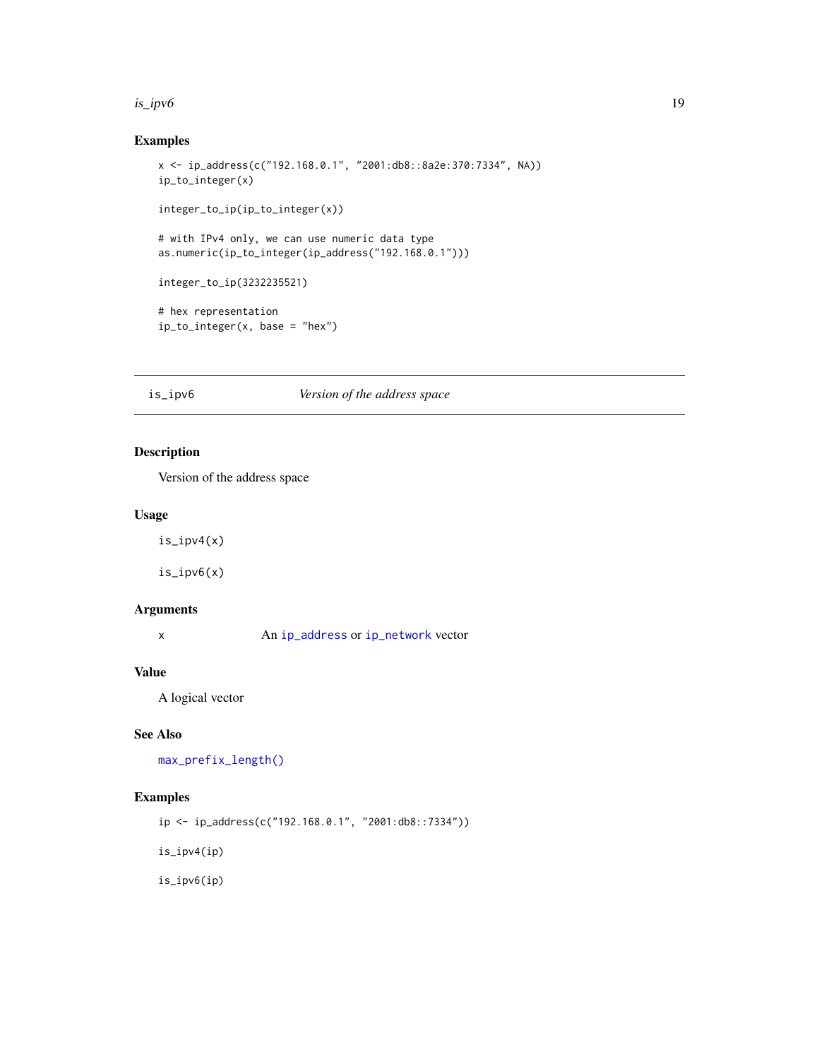## Examples

```
x <- ip_address(c("192.168.0.1", "2001:db8::8a2e:370:7334", NA))
ip_to_integer(x)

integer_to_ip(ip_to_integer(x))

# with IPv4 only, we can use numeric data type
as.numeric(ip_to_integer(ip_address("192.168.0.1")))

integer_to_ip(3232235521)

# hex representation
ip_to_integer(x, base = "hex")
```

---

# is_ipv6 — *Version of the address space*

---

## Description

Version of the address space

## Usage

```
is_ipv4(x)

is_ipv6(x)
```

## Arguments

| | |
|---|---|
| x | An ip_address or ip_network vector |

## Value

A logical vector

## See Also

max_prefix_length()

## Examples

```
ip <- ip_address(c("192.168.0.1", "2001:db8::7334"))

is_ipv4(ip)

is_ipv6(ip)
```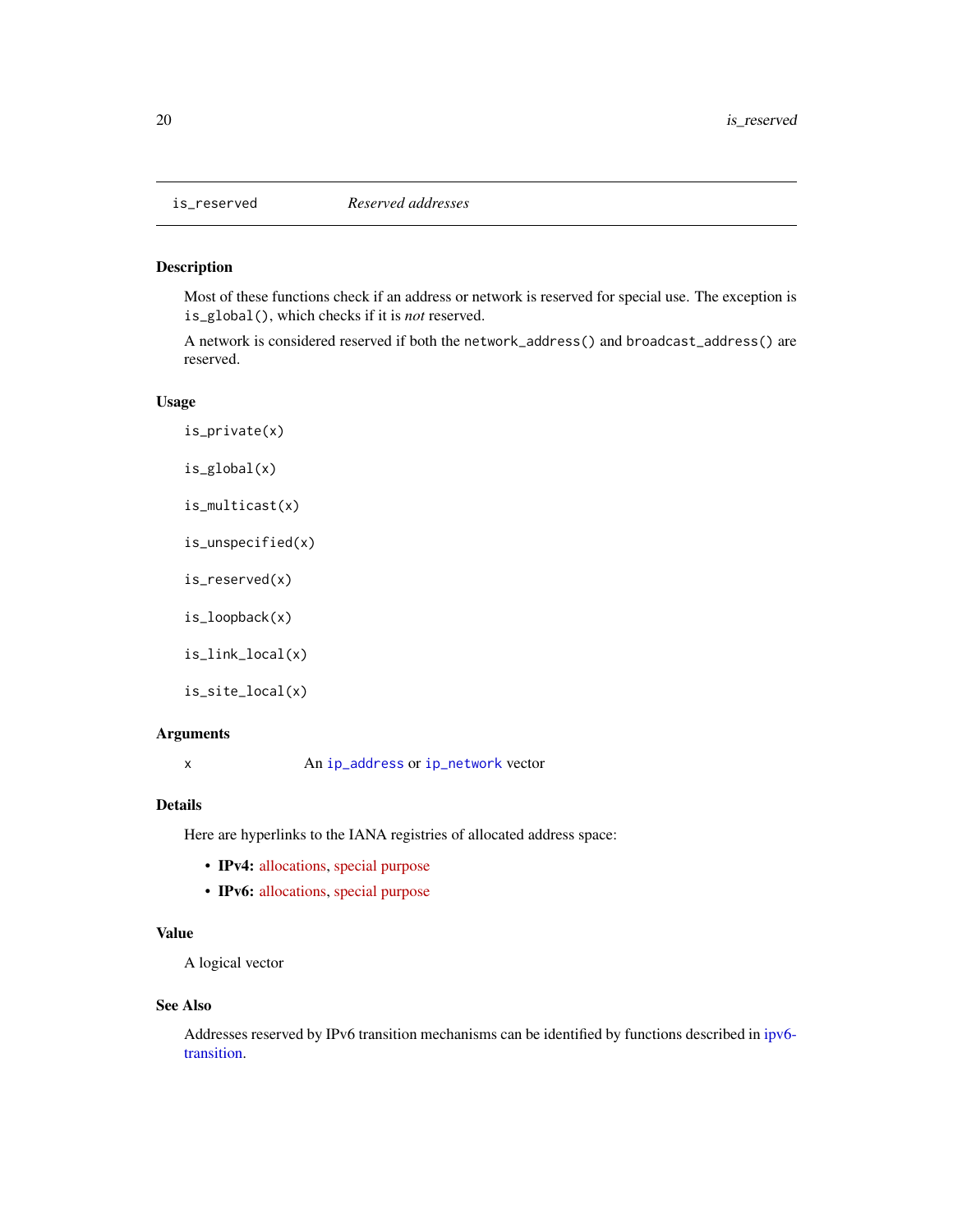# is_reserved — *Reserved addresses*

## Description

Most of these functions check if an address or network is reserved for special use. The exception is `is_global()`, which checks if it is *not* reserved.

A network is considered reserved if both the `network_address()` and `broadcast_address()` are reserved.

## Usage

```
is_private(x)

is_global(x)

is_multicast(x)

is_unspecified(x)

is_reserved(x)

is_loopback(x)

is_link_local(x)

is_site_local(x)
```

## Arguments

| | |
|---|---|
| x | An `ip_address` or `ip_network` vector |

## Details

Here are hyperlinks to the IANA registries of allocated address space:

- **IPv4:** allocations, special purpose
- **IPv6:** allocations, special purpose

## Value

A logical vector

## See Also

Addresses reserved by IPv6 transition mechanisms can be identified by functions described in ipv6-transition.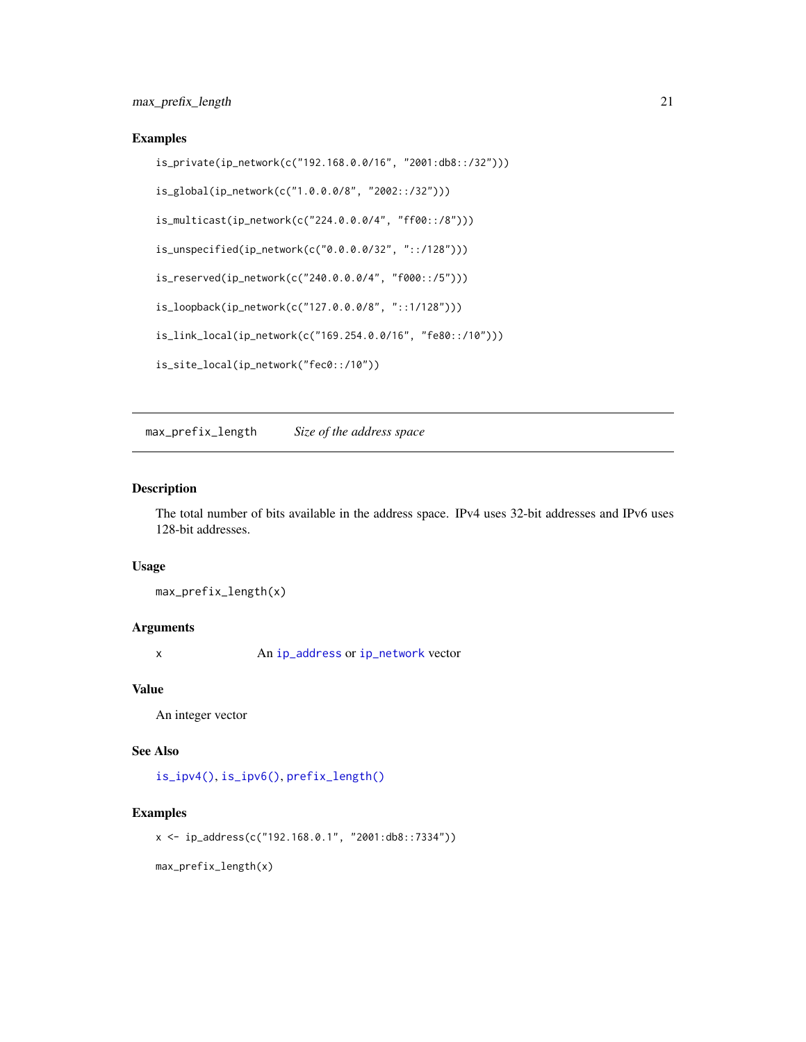### Examples

```
is_private(ip_network(c("192.168.0.0/16", "2001:db8::/32")))

is_global(ip_network(c("1.0.0.0/8", "2002::/32")))

is_multicast(ip_network(c("224.0.0.0/4", "ff00::/8")))

is_unspecified(ip_network(c("0.0.0.0/32", "::/128")))

is_reserved(ip_network(c("240.0.0.0/4", "f000::/5")))

is_loopback(ip_network(c("127.0.0.0/8", "::1/128")))

is_link_local(ip_network(c("169.254.0.0/16", "fe80::/10")))

is_site_local(ip_network("fec0::/10"))
```

---

## max_prefix_length    *Size of the address space*

---

### Description

The total number of bits available in the address space. IPv4 uses 32-bit addresses and IPv6 uses 128-bit addresses.

### Usage

```
max_prefix_length(x)
```

### Arguments

| | |
|---|---|
| x | An ip_address or ip_network vector |

### Value

An integer vector

### See Also

is_ipv4(), is_ipv6(), prefix_length()

### Examples

```
x <- ip_address(c("192.168.0.1", "2001:db8::7334"))

max_prefix_length(x)
```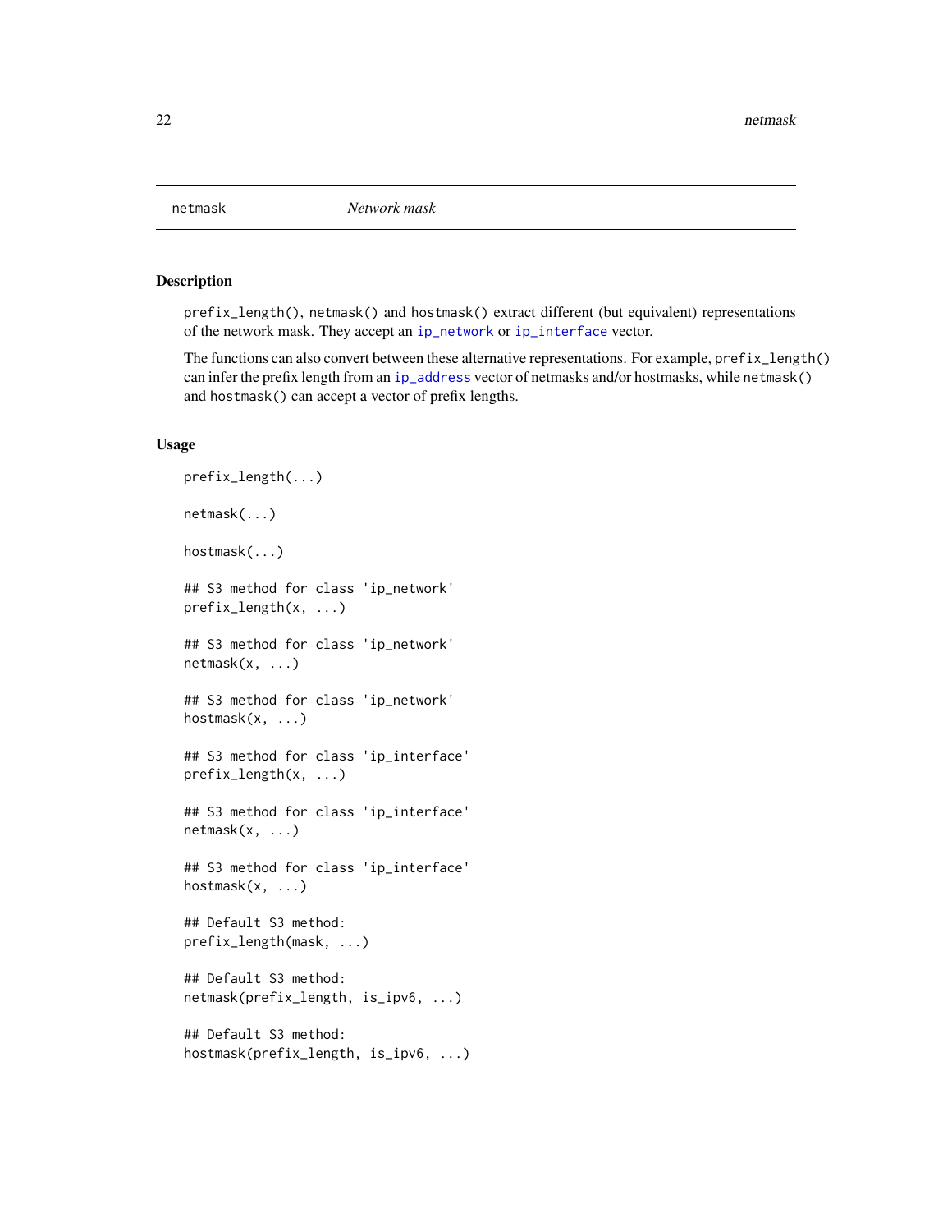# netmask — *Network mask*

## Description

`prefix_length()`, `netmask()` and `hostmask()` extract different (but equivalent) representations of the network mask. They accept an `ip_network` or `ip_interface` vector.

The functions can also convert between these alternative representations. For example, `prefix_length()` can infer the prefix length from an `ip_address` vector of netmasks and/or hostmasks, while `netmask()` and `hostmask()` can accept a vector of prefix lengths.

## Usage

```
prefix_length(...)

netmask(...)

hostmask(...)

## S3 method for class 'ip_network'
prefix_length(x, ...)

## S3 method for class 'ip_network'
netmask(x, ...)

## S3 method for class 'ip_network'
hostmask(x, ...)

## S3 method for class 'ip_interface'
prefix_length(x, ...)

## S3 method for class 'ip_interface'
netmask(x, ...)

## S3 method for class 'ip_interface'
hostmask(x, ...)

## Default S3 method:
prefix_length(mask, ...)

## Default S3 method:
netmask(prefix_length, is_ipv6, ...)

## Default S3 method:
hostmask(prefix_length, is_ipv6, ...)
```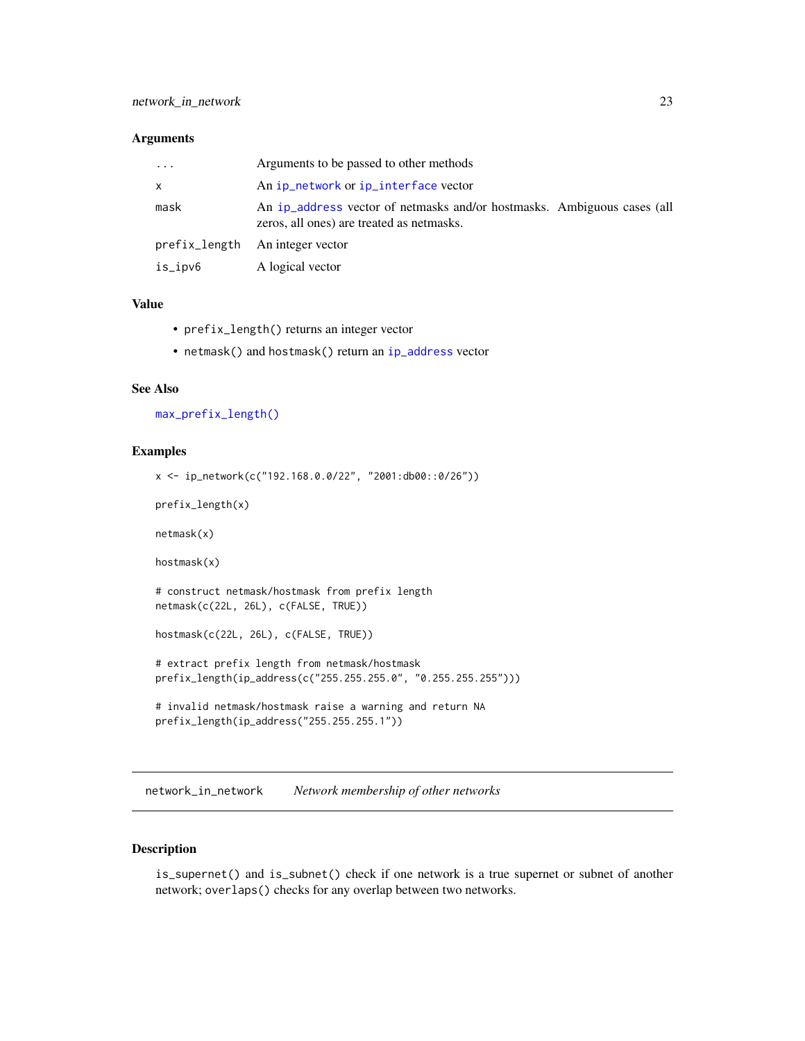### Arguments

| | |
|---|---|
| ... | Arguments to be passed to other methods |
| x | An ip_network or ip_interface vector |
| mask | An ip_address vector of netmasks and/or hostmasks. Ambiguous cases (all zeros, all ones) are treated as netmasks. |
| prefix_length | An integer vector |
| is_ipv6 | A logical vector |

### Value

- prefix_length() returns an integer vector
- netmask() and hostmask() return an ip_address vector

### See Also

max_prefix_length()

### Examples

```
x <- ip_network(c("192.168.0.0/22", "2001:db00::0/26"))

prefix_length(x)

netmask(x)

hostmask(x)

# construct netmask/hostmask from prefix length
netmask(c(22L, 26L), c(FALSE, TRUE))

hostmask(c(22L, 26L), c(FALSE, TRUE))

# extract prefix length from netmask/hostmask
prefix_length(ip_address(c("255.255.255.0", "0.255.255.255")))

# invalid netmask/hostmask raise a warning and return NA
prefix_length(ip_address("255.255.255.1"))
```

---

## network_in_network    *Network membership of other networks*

### Description

is_supernet() and is_subnet() check if one network is a true supernet or subnet of another network; overlaps() checks for any overlap between two networks.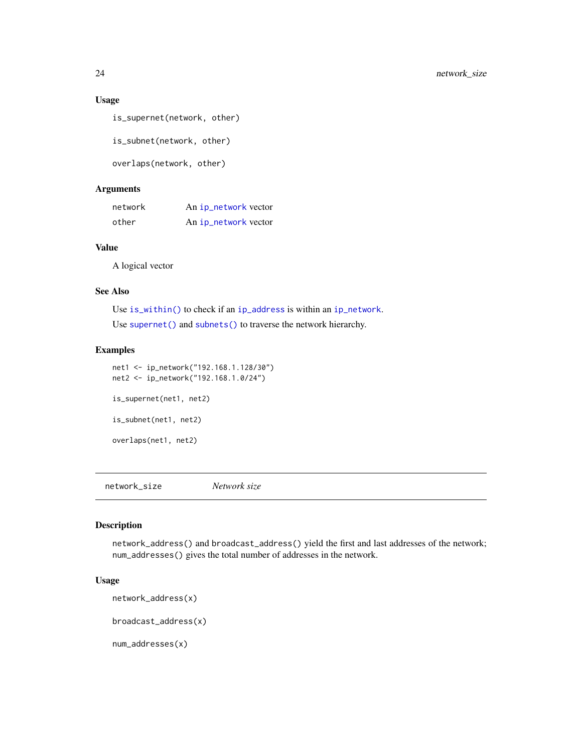### Usage

```
is_supernet(network, other)

is_subnet(network, other)

overlaps(network, other)
```

### Arguments

| | |
|---|---|
| network | An ip_network vector |
| other | An ip_network vector |

### Value

A logical vector

### See Also

Use is_within() to check if an ip_address is within an ip_network.

Use supernet() and subnets() to traverse the network hierarchy.

### Examples

```
net1 <- ip_network("192.168.1.128/30")
net2 <- ip_network("192.168.1.0/24")

is_supernet(net1, net2)

is_subnet(net1, net2)

overlaps(net1, net2)
```

---

## network_size *Network size*

### Description

network_address() and broadcast_address() yield the first and last addresses of the network; num_addresses() gives the total number of addresses in the network.

### Usage

```
network_address(x)

broadcast_address(x)

num_addresses(x)
```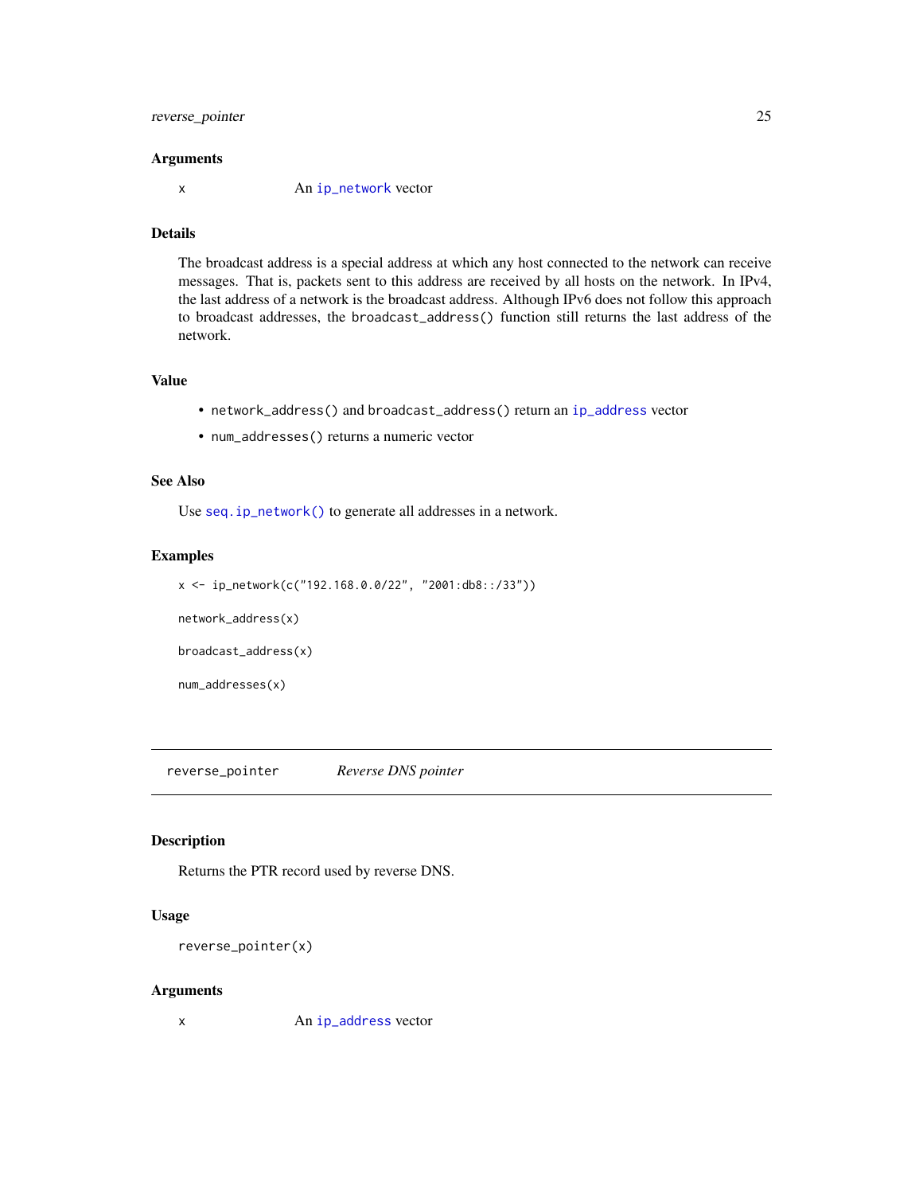### Arguments

x An ip_network vector

### Details

The broadcast address is a special address at which any host connected to the network can receive messages. That is, packets sent to this address are received by all hosts on the network. In IPv4, the last address of a network is the broadcast address. Although IPv6 does not follow this approach to broadcast addresses, the broadcast_address() function still returns the last address of the network.

### Value

- network_address() and broadcast_address() return an ip_address vector
- num_addresses() returns a numeric vector

### See Also

Use seq.ip_network() to generate all addresses in a network.

### Examples

```
x <- ip_network(c("192.168.0.0/22", "2001:db8::/33"))

network_address(x)

broadcast_address(x)

num_addresses(x)
```

---

## reverse_pointer *Reverse DNS pointer*

### Description

Returns the PTR record used by reverse DNS.

### Usage

```
reverse_pointer(x)
```

### Arguments

x An ip_address vector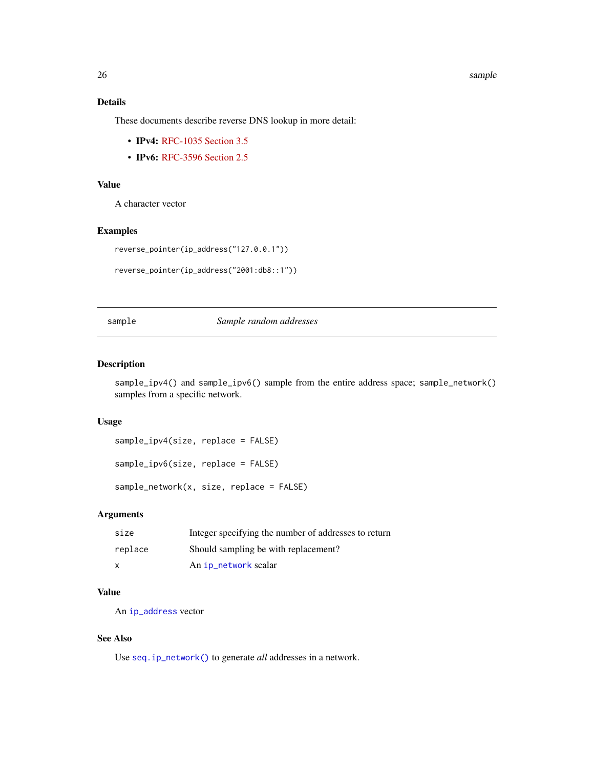### Details

These documents describe reverse DNS lookup in more detail:

- **IPv4:** RFC-1035 Section 3.5
- **IPv6:** RFC-3596 Section 2.5

### Value

A character vector

### Examples

```
reverse_pointer(ip_address("127.0.0.1"))

reverse_pointer(ip_address("2001:db8::1"))
```

---

## sample — *Sample random addresses*

---

### Description

`sample_ipv4()` and `sample_ipv6()` sample from the entire address space; `sample_network()` samples from a specific network.

### Usage

```
sample_ipv4(size, replace = FALSE)

sample_ipv6(size, replace = FALSE)

sample_network(x, size, replace = FALSE)
```

### Arguments

| | |
|---|---|
| `size` | Integer specifying the number of addresses to return |
| `replace` | Should sampling be with replacement? |
| `x` | An `ip_network` scalar |

### Value

An `ip_address` vector

### See Also

Use `seq.ip_network()` to generate *all* addresses in a network.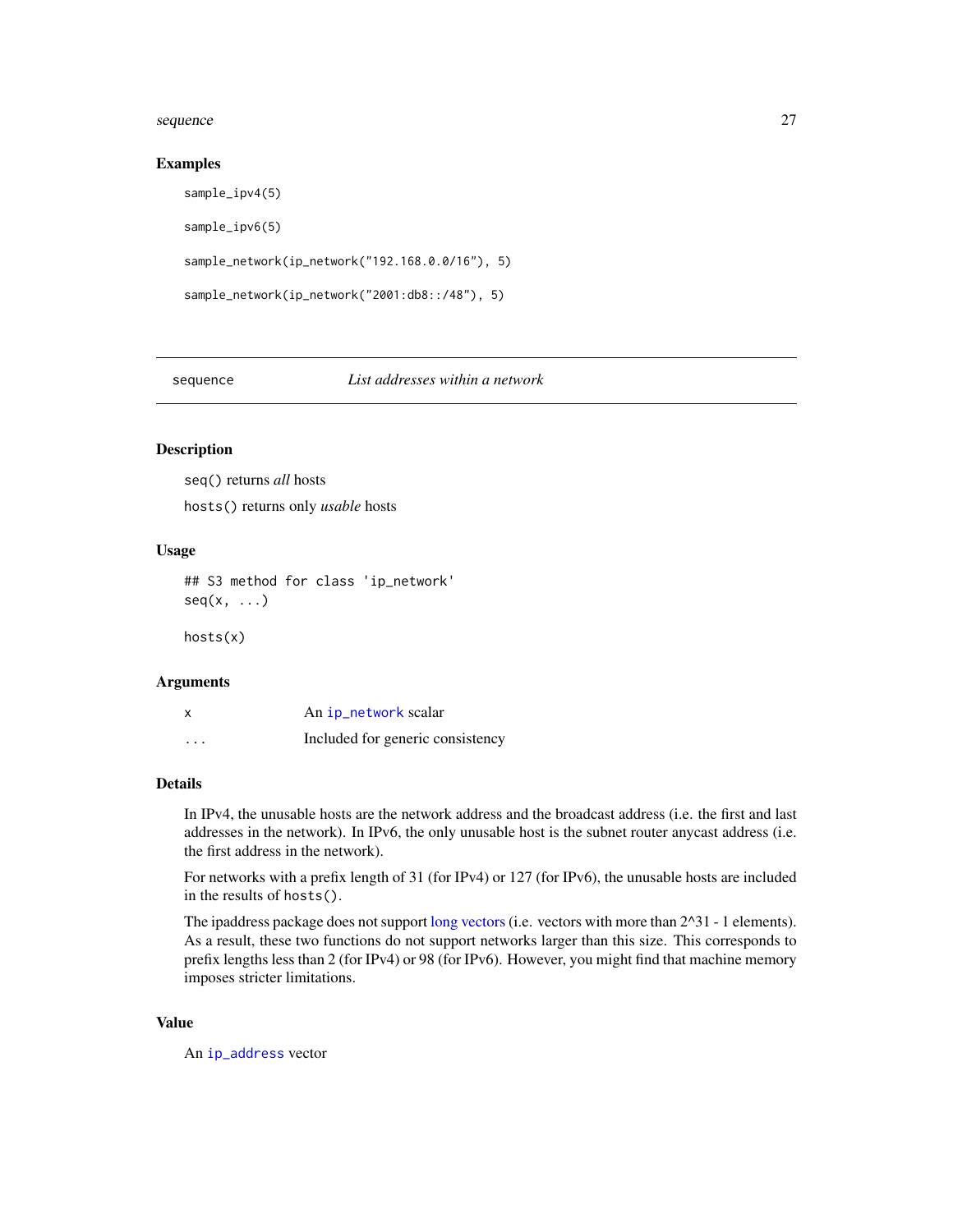### Examples

```
sample_ipv4(5)

sample_ipv6(5)

sample_network(ip_network("192.168.0.0/16"), 5)

sample_network(ip_network("2001:db8::/48"), 5)
```

---

## sequence — *List addresses within a network*

---

### Description

`seq()` returns *all* hosts

`hosts()` returns only *usable* hosts

### Usage

```
## S3 method for class 'ip_network'
seq(x, ...)

hosts(x)
```

### Arguments

| | |
|---|---|
| `x` | An `ip_network` scalar |
| `...` | Included for generic consistency |

### Details

In IPv4, the unusable hosts are the network address and the broadcast address (i.e. the first and last addresses in the network). In IPv6, the only unusable host is the subnet router anycast address (i.e. the first address in the network).

For networks with a prefix length of 31 (for IPv4) or 127 (for IPv6), the unusable hosts are included in the results of `hosts()`.

The ipaddress package does not support long vectors (i.e. vectors with more than 2^31 - 1 elements). As a result, these two functions do not support networks larger than this size. This corresponds to prefix lengths less than 2 (for IPv4) or 98 (for IPv6). However, you might find that machine memory imposes stricter limitations.

### Value

An `ip_address` vector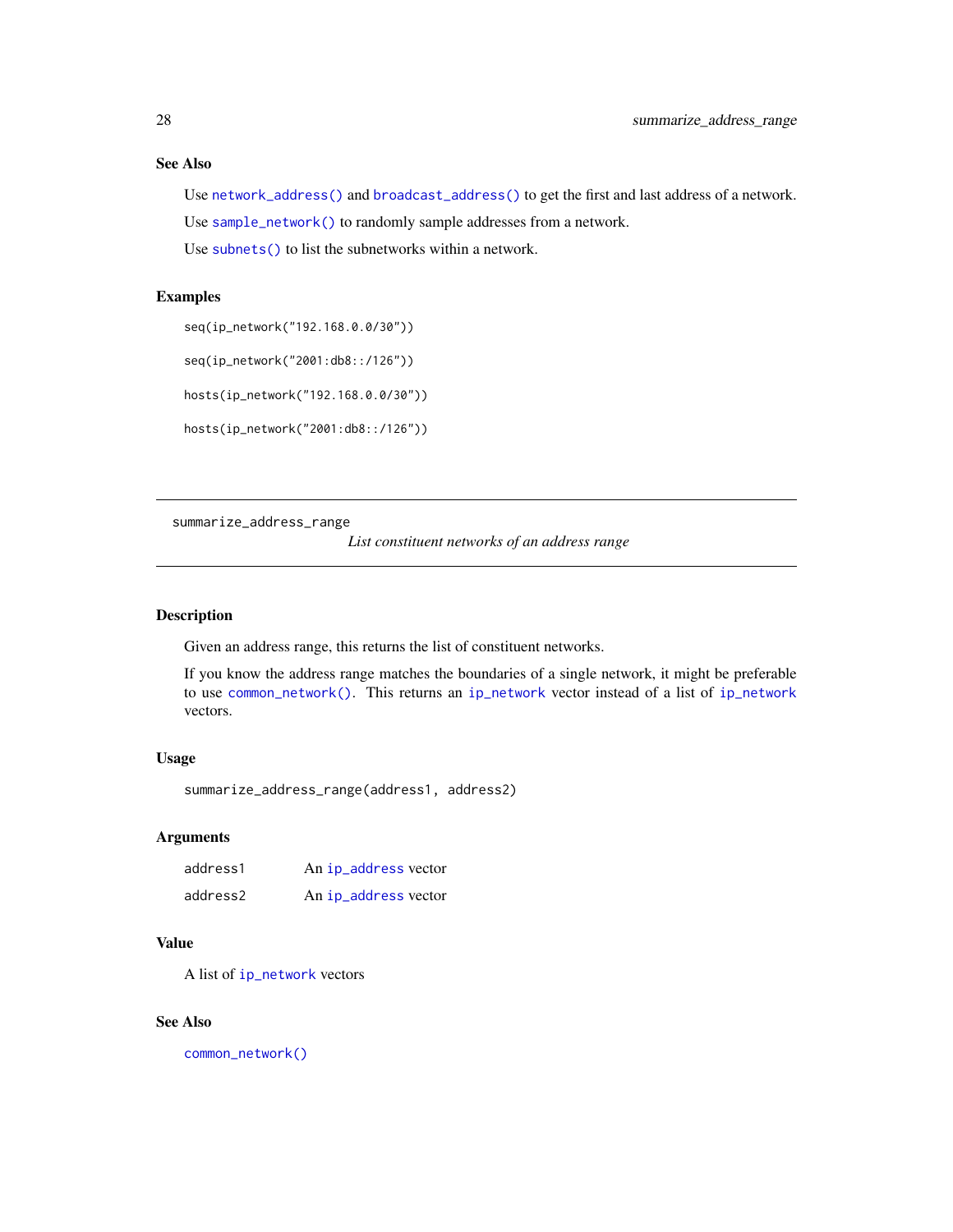### See Also

Use `network_address()` and `broadcast_address()` to get the first and last address of a network.

Use `sample_network()` to randomly sample addresses from a network.

Use `subnets()` to list the subnetworks within a network.

### Examples

```
seq(ip_network("192.168.0.0/30"))

seq(ip_network("2001:db8::/126"))

hosts(ip_network("192.168.0.0/30"))

hosts(ip_network("2001:db8::/126"))
```

---

## summarize_address_range

*List constituent networks of an address range*

---

### Description

Given an address range, this returns the list of constituent networks.

If you know the address range matches the boundaries of a single network, it might be preferable to use `common_network()`. This returns an `ip_network` vector instead of a list of `ip_network` vectors.

### Usage

```
summarize_address_range(address1, address2)
```

### Arguments

| | |
|---|---|
| address1 | An `ip_address` vector |
| address2 | An `ip_address` vector |

### Value

A list of `ip_network` vectors

### See Also

`common_network()`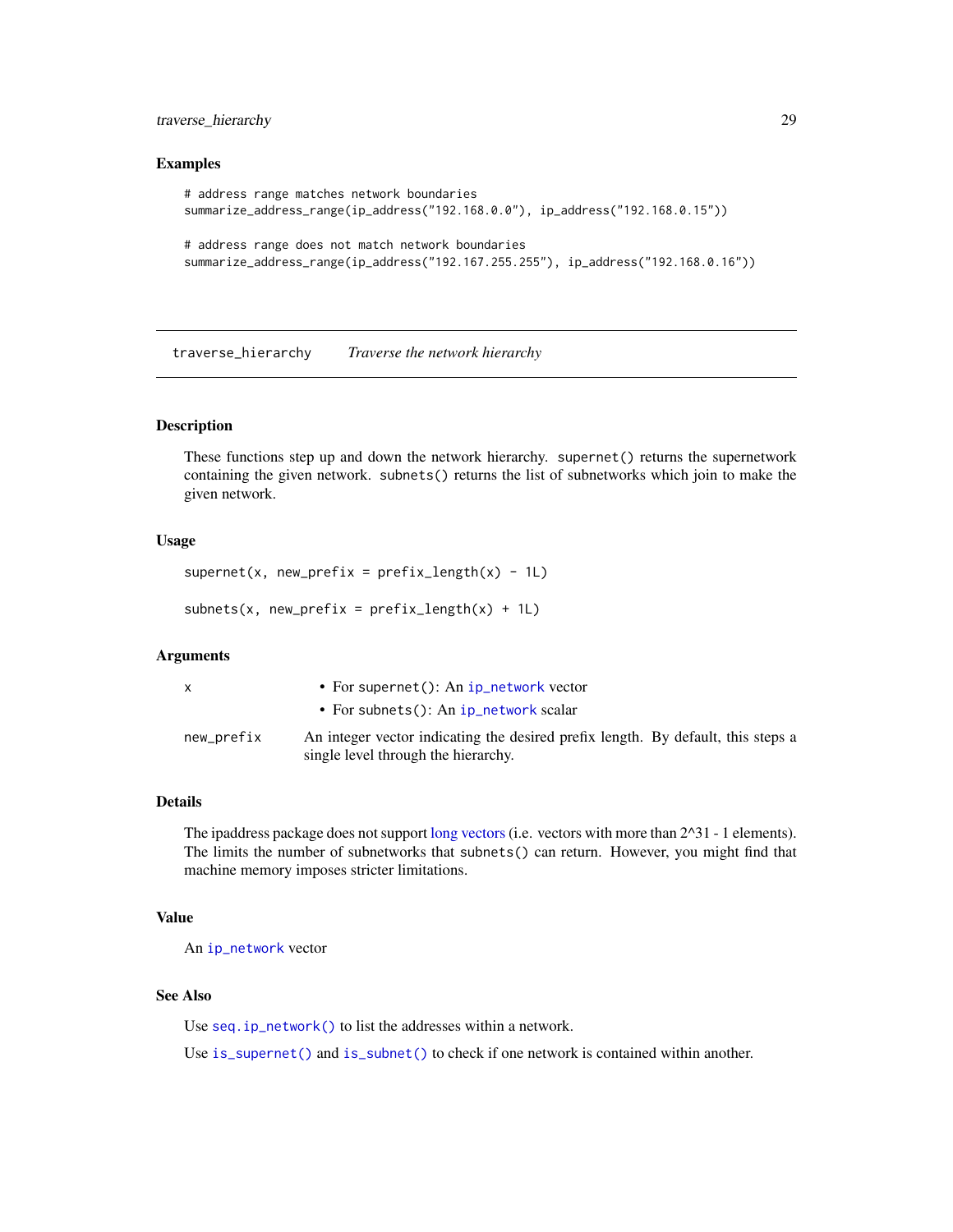## Examples

```
# address range matches network boundaries
summarize_address_range(ip_address("192.168.0.0"), ip_address("192.168.0.15"))

# address range does not match network boundaries
summarize_address_range(ip_address("192.167.255.255"), ip_address("192.168.0.16"))
```

---

# traverse_hierarchy — *Traverse the network hierarchy*

## Description

These functions step up and down the network hierarchy. `supernet()` returns the supernetwork containing the given network. `subnets()` returns the list of subnetworks which join to make the given network.

## Usage

```
supernet(x, new_prefix = prefix_length(x) - 1L)

subnets(x, new_prefix = prefix_length(x) + 1L)
```

## Arguments

| | |
|---|---|
| `x` | • For `supernet()`: An `ip_network` vector<br>• For `subnets()`: An `ip_network` scalar |
| `new_prefix` | An integer vector indicating the desired prefix length. By default, this steps a single level through the hierarchy. |

## Details

The ipaddress package does not support long vectors (i.e. vectors with more than 2^31 - 1 elements). The limits the number of subnetworks that `subnets()` can return. However, you might find that machine memory imposes stricter limitations.

## Value

An `ip_network` vector

## See Also

Use `seq.ip_network()` to list the addresses within a network.

Use `is_supernet()` and `is_subnet()` to check if one network is contained within another.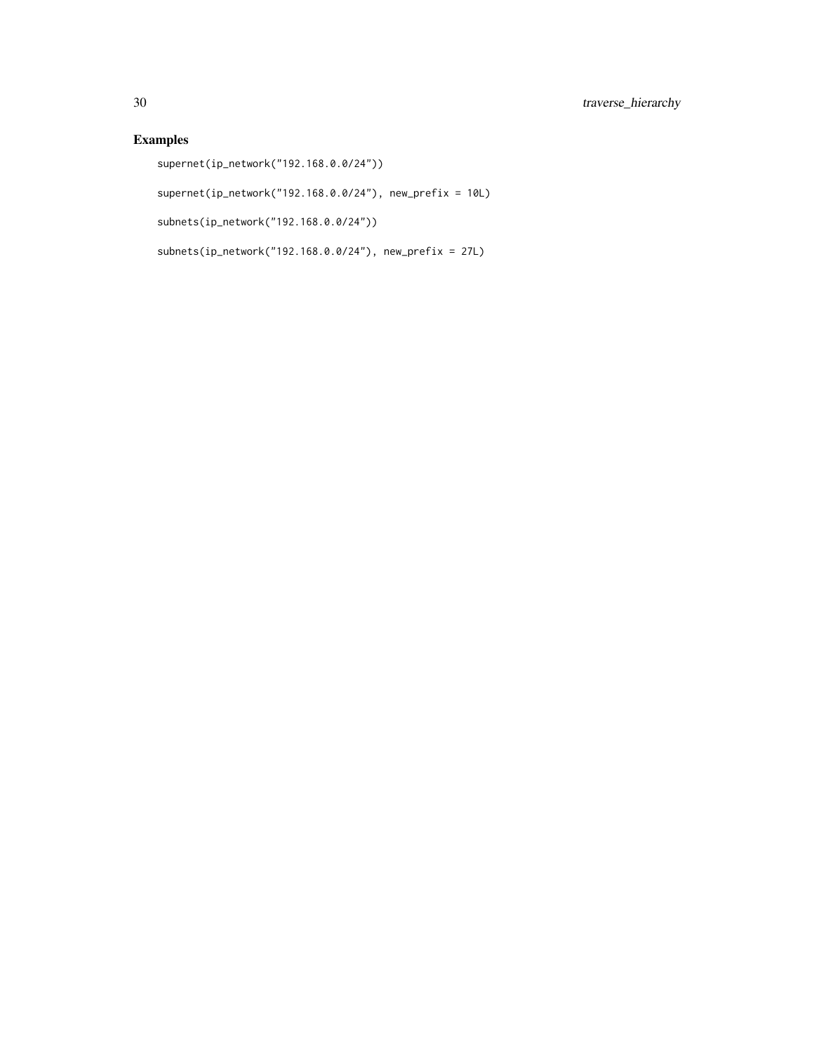## Examples

```
supernet(ip_network("192.168.0.0/24"))

supernet(ip_network("192.168.0.0/24"), new_prefix = 10L)

subnets(ip_network("192.168.0.0/24"))

subnets(ip_network("192.168.0.0/24"), new_prefix = 27L)
```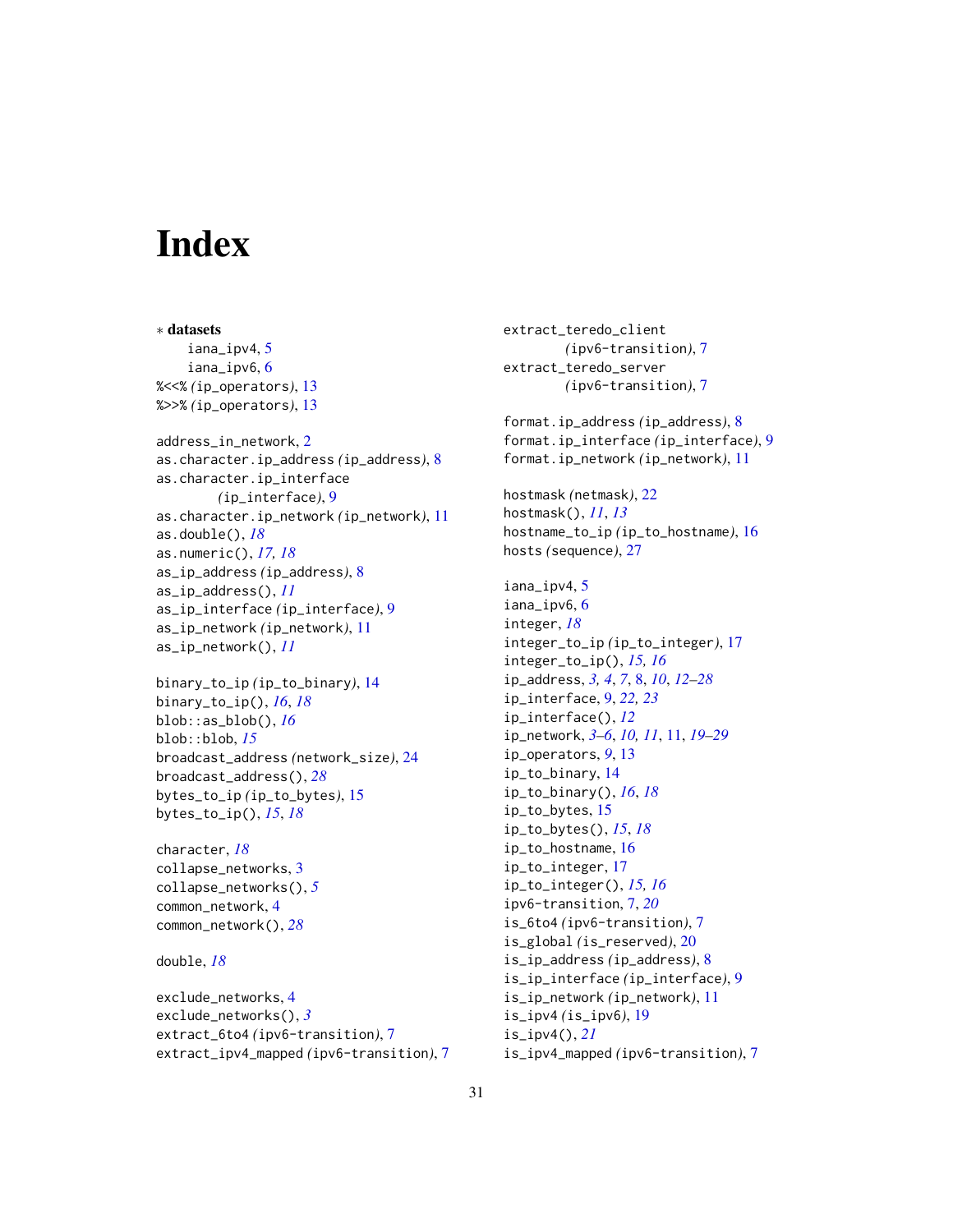# Index

∗ **datasets**
  iana_ipv4, 5
  iana_ipv6, 6
%<<% (ip_operators), 13
%>>% (ip_operators), 13

address_in_network, 2
as.character.ip_address (ip_address), 8
as.character.ip_interface (ip_interface), 9
as.character.ip_network (ip_network), 11
as.double(), *18*
as.numeric(), *17, 18*
as_ip_address (ip_address), 8
as_ip_address(), *11*
as_ip_interface (ip_interface), 9
as_ip_network (ip_network), 11
as_ip_network(), *11*

binary_to_ip (ip_to_binary), 14
binary_to_ip(), *16*, *18*
blob::as_blob(), *16*
blob::blob, *15*
broadcast_address (network_size), 24
broadcast_address(), *28*
bytes_to_ip (ip_to_bytes), 15
bytes_to_ip(), *15*, *18*

character, *18*
collapse_networks, 3
collapse_networks(), *5*
common_network, 4
common_network(), *28*

double, *18*

exclude_networks, 4
exclude_networks(), *3*
extract_6to4 (ipv6-transition), 7
extract_ipv4_mapped (ipv6-transition), 7
extract_teredo_client (ipv6-transition), 7
extract_teredo_server (ipv6-transition), 7

format.ip_address (ip_address), 8
format.ip_interface (ip_interface), 9
format.ip_network (ip_network), 11

hostmask (netmask), 22
hostmask(), *11*, *13*
hostname_to_ip (ip_to_hostname), 16
hosts (sequence), 27

iana_ipv4, 5
iana_ipv6, 6
integer, *18*
integer_to_ip (ip_to_integer), 17
integer_to_ip(), *15, 16*
ip_address, *3, 4*, *7*, 8, *10*, *12–28*
ip_interface, 9, *22, 23*
ip_interface(), *12*
ip_network, *3–6*, *10, 11*, 11, *19–29*
ip_operators, *9*, 13
ip_to_binary, 14
ip_to_binary(), *16*, *18*
ip_to_bytes, 15
ip_to_bytes(), *15*, *18*
ip_to_hostname, 16
ip_to_integer, 17
ip_to_integer(), *15, 16*
ipv6-transition, 7, *20*
is_6to4 (ipv6-transition), 7
is_global (is_reserved), 20
is_ip_address (ip_address), 8
is_ip_interface (ip_interface), 9
is_ip_network (ip_network), 11
is_ipv4 (is_ipv6), 19
is_ipv4(), *21*
is_ipv4_mapped (ipv6-transition), 7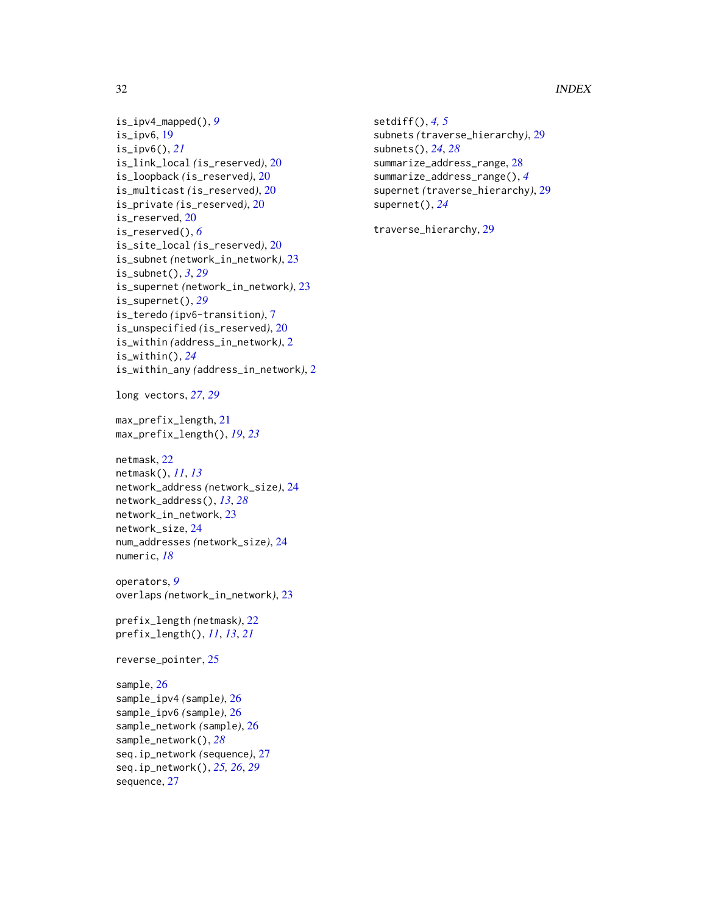is_ipv4_mapped(), *9*
is_ipv6, 19
is_ipv6(), *21*
is_link_local (is_reserved), 20
is_loopback (is_reserved), 20
is_multicast (is_reserved), 20
is_private (is_reserved), 20
is_reserved, 20
is_reserved(), *6*
is_site_local (is_reserved), 20
is_subnet (network_in_network), 23
is_subnet(), *3*, *29*
is_supernet (network_in_network), 23
is_supernet(), *29*
is_teredo (ipv6-transition), 7
is_unspecified (is_reserved), 20
is_within (address_in_network), 2
is_within(), *24*
is_within_any (address_in_network), 2

long vectors, *27*, *29*

max_prefix_length, 21
max_prefix_length(), *19*, *23*

netmask, 22
netmask(), *11*, *13*
network_address (network_size), 24
network_address(), *13*, *28*
network_in_network, 23
network_size, 24
num_addresses (network_size), 24
numeric, *18*

operators, *9*
overlaps (network_in_network), 23

prefix_length (netmask), 22
prefix_length(), *11*, *13*, *21*

reverse_pointer, 25

sample, 26
sample_ipv4 (sample), 26
sample_ipv6 (sample), 26
sample_network (sample), 26
sample_network(), *28*
seq.ip_network (sequence), 27
seq.ip_network(), *25*, *26*, *29*
sequence, 27
setdiff(), *4*, *5*
subnets (traverse_hierarchy), 29
subnets(), *24*, *28*
summarize_address_range, 28
summarize_address_range(), *4*
supernet (traverse_hierarchy), 29
supernet(), *24*

traverse_hierarchy, 29